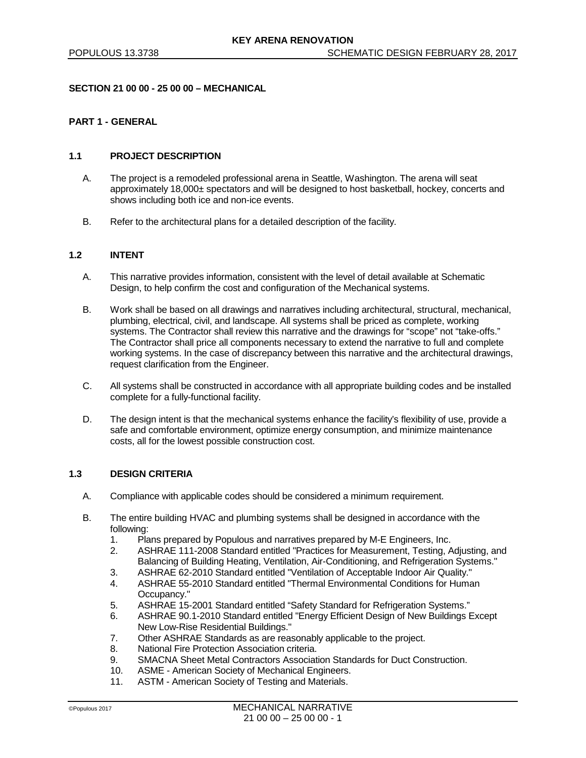## SECTION 21 00 00 - 25 00 00 – MECHANICAL

### PART 1 - GENERAL

#### 1.1 PROJECT DESCRIPTION

A. The project is a remodeled professional arena in Seattle, Washington. The arena will seat approximately 18,000± spectators and will be designed to host basketball, hockey, concerts and shows including both ice and non-ice events.

B. Refer to the architectural plans for a detailed description of the facility.

#### 1.2 INTENT

A. This narrative provides information, consistent with the level of detail available at Schematic Design, to help confirm the cost and configuration of the Mechanical systems.

B. Work shall be based on all drawings and narratives including architectural, structural, mechanical, plumbing, electrical, civil, and landscape. All systems shall be priced as complete, working systems. The Contractor shall review this narrative and the drawings for "scope" not "take-offs." The Contractor shall price all components necessary to extend the narrative to full and complete working systems. In the case of discrepancy between this narrative and the architectural drawings, request clarification from the Engineer.

C. All systems shall be constructed in accordance with all appropriate building codes and be installed complete for a fully-functional facility.

D. The design intent is that the mechanical systems enhance the facility's flexibility of use, provide a safe and comfortable environment, optimize energy consumption, and minimize maintenance costs, all for the lowest possible construction cost.

#### 1.3 DESIGN CRITERIA

A. Compliance with applicable codes should be considered a minimum requirement.

B. The entire building HVAC and plumbing systems shall be designed in accordance with the following:

1. Plans prepared by Populous and narratives prepared by M-E Engineers, Inc.
2. ASHRAE 111-2008 Standard entitled "Practices for Measurement, Testing, Adjusting, and Balancing of Building Heating, Ventilation, Air-Conditioning, and Refrigeration Systems."
3. ASHRAE 62-2010 Standard entitled "Ventilation of Acceptable Indoor Air Quality."
4. ASHRAE 55-2010 Standard entitled "Thermal Environmental Conditions for Human Occupancy."
5. ASHRAE 15-2001 Standard entitled "Safety Standard for Refrigeration Systems."
6. ASHRAE 90.1-2010 Standard entitled "Energy Efficient Design of New Buildings Except New Low-Rise Residential Buildings."
7. Other ASHRAE Standards as are reasonably applicable to the project.
8. National Fire Protection Association criteria.
9. SMACNA Sheet Metal Contractors Association Standards for Duct Construction.
10. ASME - American Society of Mechanical Engineers.
11. ASTM - American Society of Testing and Materials.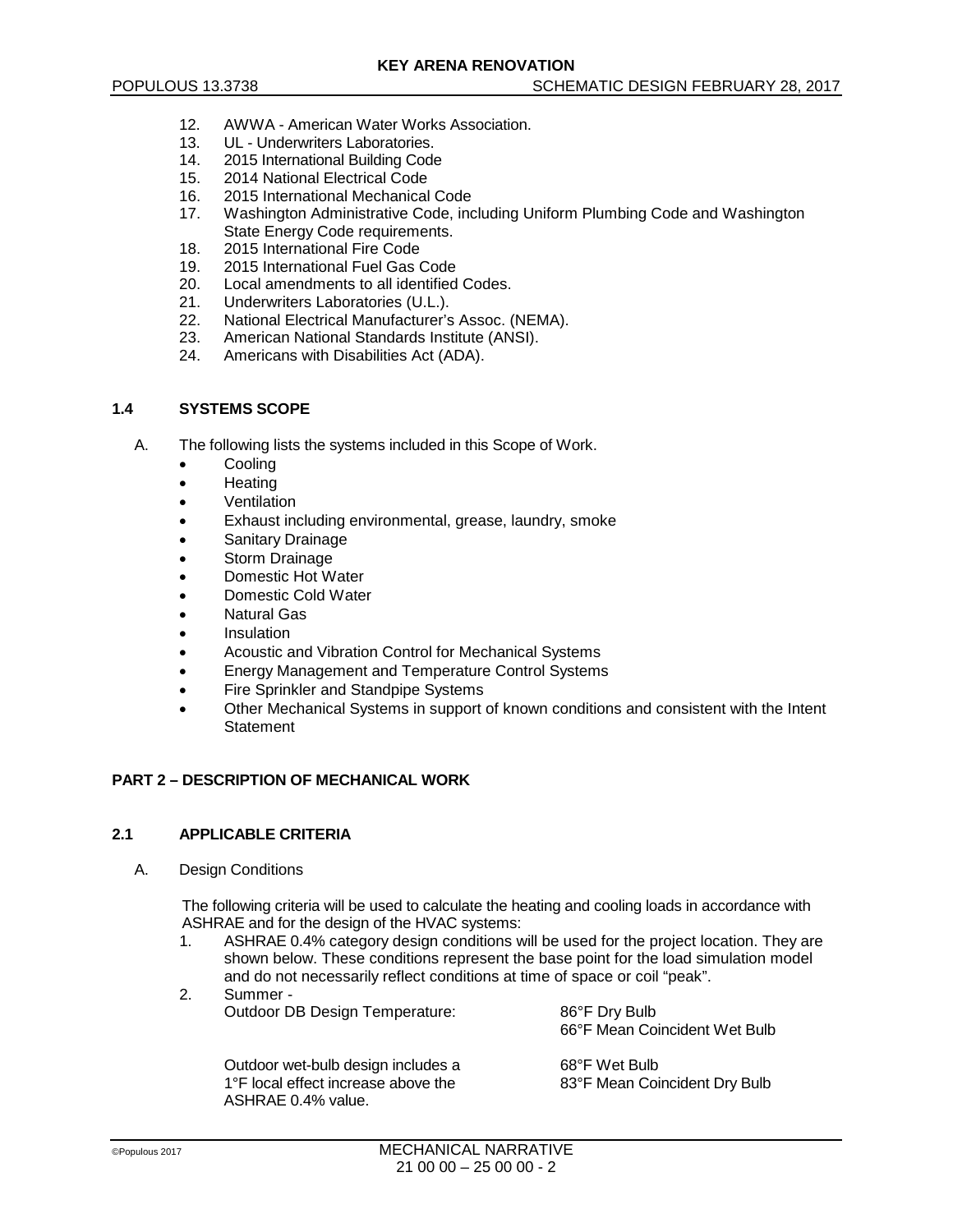12. AWWA - American Water Works Association.
13. UL - Underwriters Laboratories.
14. 2015 International Building Code
15. 2014 National Electrical Code
16. 2015 International Mechanical Code
17. Washington Administrative Code, including Uniform Plumbing Code and Washington State Energy Code requirements.
18. 2015 International Fire Code
19. 2015 International Fuel Gas Code
20. Local amendments to all identified Codes.
21. Underwriters Laboratories (U.L.).
22. National Electrical Manufacturer's Assoc. (NEMA).
23. American National Standards Institute (ANSI).
24. Americans with Disabilities Act (ADA).

### 1.4 SYSTEMS SCOPE

A. The following lists the systems included in this Scope of Work.

- Cooling
- Heating
- Ventilation
- Exhaust including environmental, grease, laundry, smoke
- Sanitary Drainage
- Storm Drainage
- Domestic Hot Water
- Domestic Cold Water
- Natural Gas
- Insulation
- Acoustic and Vibration Control for Mechanical Systems
- Energy Management and Temperature Control Systems
- Fire Sprinkler and Standpipe Systems
- Other Mechanical Systems in support of known conditions and consistent with the Intent Statement

## PART 2 – DESCRIPTION OF MECHANICAL WORK

### 2.1 APPLICABLE CRITERIA

A. Design Conditions

The following criteria will be used to calculate the heating and cooling loads in accordance with ASHRAE and for the design of the HVAC systems:

1. ASHRAE 0.4% category design conditions will be used for the project location. They are shown below. These conditions represent the base point for the load simulation model and do not necessarily reflect conditions at time of space or coil "peak".
2. Summer -

| | |
|---|---|
| Outdoor DB Design Temperature: | 86°F Dry Bulb<br>66°F Mean Coincident Wet Bulb |
| Outdoor wet-bulb design includes a 1°F local effect increase above the ASHRAE 0.4% value. | 68°F Wet Bulb<br>83°F Mean Coincident Dry Bulb |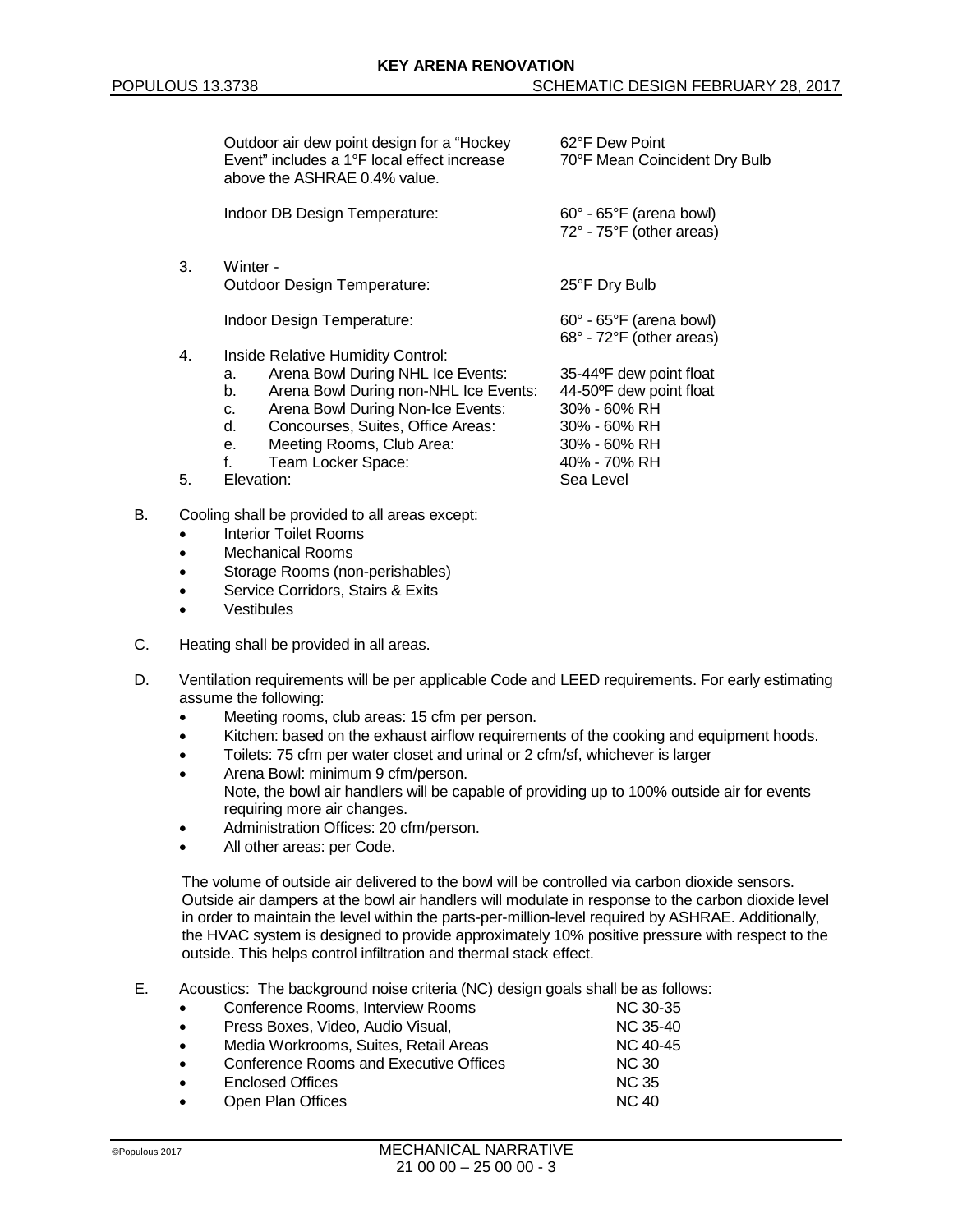| | |
|---|---|
| Outdoor air dew point design for a "Hockey Event" includes a 1°F local effect increase above the ASHRAE 0.4% value. | 62°F Dew Point<br>70°F Mean Coincident Dry Bulb |
| Indoor DB Design Temperature: | 60° - 65°F (arena bowl)<br>72° - 75°F (other areas) |

3. Winter -

| | |
|---|---|
| Outdoor Design Temperature: | 25°F Dry Bulb |
| Indoor Design Temperature: | 60° - 65°F (arena bowl)<br>68° - 72°F (other areas) |

4. Inside Relative Humidity Control:

| | |
|---|---|
| a. Arena Bowl During NHL Ice Events: | 35-44ºF dew point float |
| b. Arena Bowl During non-NHL Ice Events: | 44-50ºF dew point float |
| c. Arena Bowl During Non-Ice Events: | 30% - 60% RH |
| d. Concourses, Suites, Office Areas: | 30% - 60% RH |
| e. Meeting Rooms, Club Area: | 30% - 60% RH |
| f. Team Locker Space: | 40% - 70% RH |

5. Elevation: Sea Level

B. Cooling shall be provided to all areas except:
- Interior Toilet Rooms
- Mechanical Rooms
- Storage Rooms (non-perishables)
- Service Corridors, Stairs & Exits
- Vestibules

C. Heating shall be provided in all areas.

D. Ventilation requirements will be per applicable Code and LEED requirements. For early estimating assume the following:
- Meeting rooms, club areas: 15 cfm per person.
- Kitchen: based on the exhaust airflow requirements of the cooking and equipment hoods.
- Toilets: 75 cfm per water closet and urinal or 2 cfm/sf, whichever is larger
- Arena Bowl: minimum 9 cfm/person.
  Note, the bowl air handlers will be capable of providing up to 100% outside air for events requiring more air changes.
- Administration Offices: 20 cfm/person.
- All other areas: per Code.

The volume of outside air delivered to the bowl will be controlled via carbon dioxide sensors. Outside air dampers at the bowl air handlers will modulate in response to the carbon dioxide level in order to maintain the level within the parts-per-million-level required by ASHRAE. Additionally, the HVAC system is designed to provide approximately 10% positive pressure with respect to the outside. This helps control infiltration and thermal stack effect.

E. Acoustics: The background noise criteria (NC) design goals shall be as follows:

| | |
|---|---|
| Conference Rooms, Interview Rooms | NC 30-35 |
| Press Boxes, Video, Audio Visual, | NC 35-40 |
| Media Workrooms, Suites, Retail Areas | NC 40-45 |
| Conference Rooms and Executive Offices | NC 30 |
| Enclosed Offices | NC 35 |
| Open Plan Offices | NC 40 |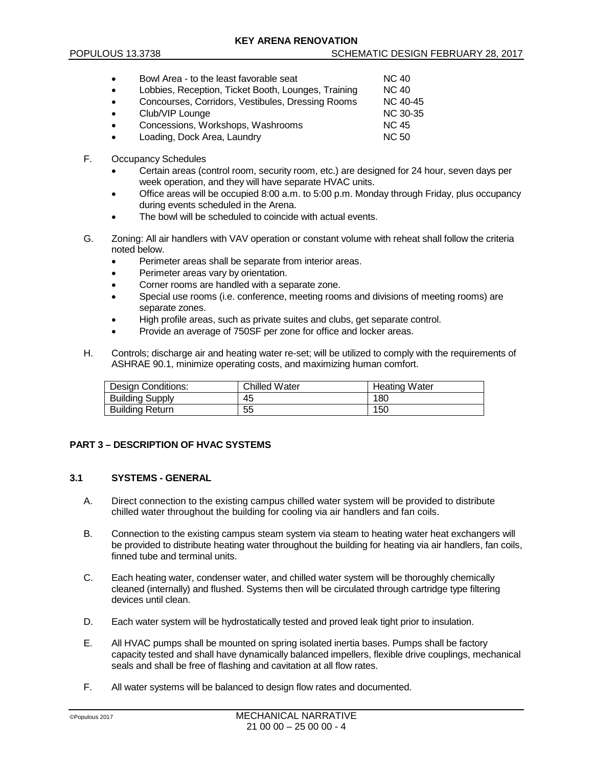- Bowl Area - to the least favorable seat NC 40
- Lobbies, Reception, Ticket Booth, Lounges, Training NC 40
- Concourses, Corridors, Vestibules, Dressing Rooms NC 40-45
- Club/VIP Lounge NC 30-35
- Concessions, Workshops, Washrooms NC 45
- Loading, Dock Area, Laundry NC 50

F. Occupancy Schedules

- Certain areas (control room, security room, etc.) are designed for 24 hour, seven days per week operation, and they will have separate HVAC units.
- Office areas will be occupied 8:00 a.m. to 5:00 p.m. Monday through Friday, plus occupancy during events scheduled in the Arena.
- The bowl will be scheduled to coincide with actual events.

G. Zoning: All air handlers with VAV operation or constant volume with reheat shall follow the criteria noted below.

- Perimeter areas shall be separate from interior areas.
- Perimeter areas vary by orientation.
- Corner rooms are handled with a separate zone.
- Special use rooms (i.e. conference, meeting rooms and divisions of meeting rooms) are separate zones.
- High profile areas, such as private suites and clubs, get separate control.
- Provide an average of 750SF per zone for office and locker areas.

H. Controls; discharge air and heating water re-set; will be utilized to comply with the requirements of ASHRAE 90.1, minimize operating costs, and maximizing human comfort.

| Design Conditions: | Chilled Water | Heating Water |
|---|---|---|
| Building Supply | 45 | 180 |
| Building Return | 55 | 150 |

## PART 3 – DESCRIPTION OF HVAC SYSTEMS

### 3.1 SYSTEMS - GENERAL

A. Direct connection to the existing campus chilled water system will be provided to distribute chilled water throughout the building for cooling via air handlers and fan coils.

B. Connection to the existing campus steam system via steam to heating water heat exchangers will be provided to distribute heating water throughout the building for heating via air handlers, fan coils, finned tube and terminal units.

C. Each heating water, condenser water, and chilled water system will be thoroughly chemically cleaned (internally) and flushed. Systems then will be circulated through cartridge type filtering devices until clean.

D. Each water system will be hydrostatically tested and proved leak tight prior to insulation.

E. All HVAC pumps shall be mounted on spring isolated inertia bases. Pumps shall be factory capacity tested and shall have dynamically balanced impellers, flexible drive couplings, mechanical seals and shall be free of flashing and cavitation at all flow rates.

F. All water systems will be balanced to design flow rates and documented.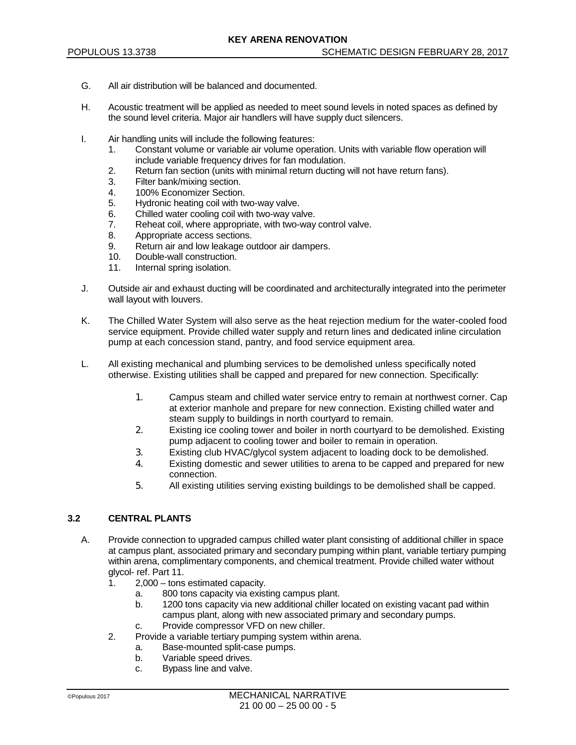G. All air distribution will be balanced and documented.

H. Acoustic treatment will be applied as needed to meet sound levels in noted spaces as defined by the sound level criteria. Major air handlers will have supply duct silencers.

I. Air handling units will include the following features:
   1. Constant volume or variable air volume operation. Units with variable flow operation will include variable frequency drives for fan modulation.
   2. Return fan section (units with minimal return ducting will not have return fans).
   3. Filter bank/mixing section.
   4. 100% Economizer Section.
   5. Hydronic heating coil with two-way valve.
   6. Chilled water cooling coil with two-way valve.
   7. Reheat coil, where appropriate, with two-way control valve.
   8. Appropriate access sections.
   9. Return air and low leakage outdoor air dampers.
   10. Double-wall construction.
   11. Internal spring isolation.

J. Outside air and exhaust ducting will be coordinated and architecturally integrated into the perimeter wall layout with louvers.

K. The Chilled Water System will also serve as the heat rejection medium for the water-cooled food service equipment. Provide chilled water supply and return lines and dedicated inline circulation pump at each concession stand, pantry, and food service equipment area.

L. All existing mechanical and plumbing services to be demolished unless specifically noted otherwise. Existing utilities shall be capped and prepared for new connection. Specifically:
   1. Campus steam and chilled water service entry to remain at northwest corner. Cap at exterior manhole and prepare for new connection. Existing chilled water and steam supply to buildings in north courtyard to remain.
   2. Existing ice cooling tower and boiler in north courtyard to be demolished. Existing pump adjacent to cooling tower and boiler to remain in operation.
   3. Existing club HVAC/glycol system adjacent to loading dock to be demolished.
   4. Existing domestic and sewer utilities to arena to be capped and prepared for new connection.
   5. All existing utilities serving existing buildings to be demolished shall be capped.

## 3.2 CENTRAL PLANTS

A. Provide connection to upgraded campus chilled water plant consisting of additional chiller in space at campus plant, associated primary and secondary pumping within plant, variable tertiary pumping within arena, complimentary components, and chemical treatment. Provide chilled water without glycol- ref. Part 11.
   1. 2,000 – tons estimated capacity.
      a. 800 tons capacity via existing campus plant.
      b. 1200 tons capacity via new additional chiller located on existing vacant pad within campus plant, along with new associated primary and secondary pumps.
      c. Provide compressor VFD on new chiller.
   2. Provide a variable tertiary pumping system within arena.
      a. Base-mounted split-case pumps.
      b. Variable speed drives.
      c. Bypass line and valve.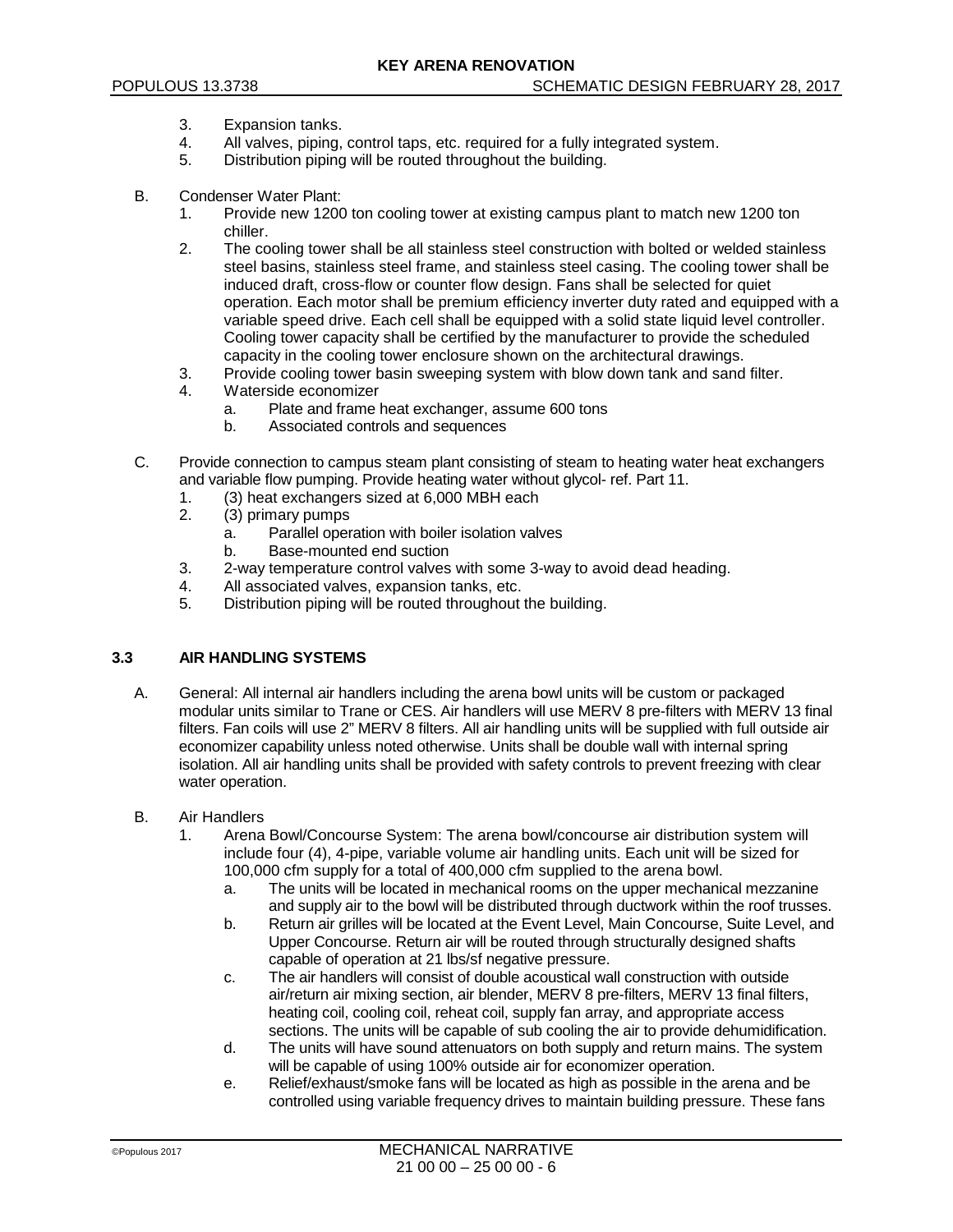3. Expansion tanks.
4. All valves, piping, control taps, etc. required for a fully integrated system.
5. Distribution piping will be routed throughout the building.

B. Condenser Water Plant:
   1. Provide new 1200 ton cooling tower at existing campus plant to match new 1200 ton chiller.
   2. The cooling tower shall be all stainless steel construction with bolted or welded stainless steel basins, stainless steel frame, and stainless steel casing. The cooling tower shall be induced draft, cross-flow or counter flow design. Fans shall be selected for quiet operation. Each motor shall be premium efficiency inverter duty rated and equipped with a variable speed drive. Each cell shall be equipped with a solid state liquid level controller. Cooling tower capacity shall be certified by the manufacturer to provide the scheduled capacity in the cooling tower enclosure shown on the architectural drawings.
   3. Provide cooling tower basin sweeping system with blow down tank and sand filter.
   4. Waterside economizer
      a. Plate and frame heat exchanger, assume 600 tons
      b. Associated controls and sequences

C. Provide connection to campus steam plant consisting of steam to heating water heat exchangers and variable flow pumping. Provide heating water without glycol- ref. Part 11.
   1. (3) heat exchangers sized at 6,000 MBH each
   2. (3) primary pumps
      a. Parallel operation with boiler isolation valves
      b. Base-mounted end suction
   3. 2-way temperature control valves with some 3-way to avoid dead heading.
   4. All associated valves, expansion tanks, etc.
   5. Distribution piping will be routed throughout the building.

### 3.3 AIR HANDLING SYSTEMS

A. General: All internal air handlers including the arena bowl units will be custom or packaged modular units similar to Trane or CES. Air handlers will use MERV 8 pre-filters with MERV 13 final filters. Fan coils will use 2" MERV 8 filters. All air handling units will be supplied with full outside air economizer capability unless noted otherwise. Units shall be double wall with internal spring isolation. All air handling units shall be provided with safety controls to prevent freezing with clear water operation.

B. Air Handlers
   1. Arena Bowl/Concourse System: The arena bowl/concourse air distribution system will include four (4), 4-pipe, variable volume air handling units. Each unit will be sized for 100,000 cfm supply for a total of 400,000 cfm supplied to the arena bowl.
      a. The units will be located in mechanical rooms on the upper mechanical mezzanine and supply air to the bowl will be distributed through ductwork within the roof trusses.
      b. Return air grilles will be located at the Event Level, Main Concourse, Suite Level, and Upper Concourse. Return air will be routed through structurally designed shafts capable of operation at 21 lbs/sf negative pressure.
      c. The air handlers will consist of double acoustical wall construction with outside air/return air mixing section, air blender, MERV 8 pre-filters, MERV 13 final filters, heating coil, cooling coil, reheat coil, supply fan array, and appropriate access sections. The units will be capable of sub cooling the air to provide dehumidification.
      d. The units will have sound attenuators on both supply and return mains. The system will be capable of using 100% outside air for economizer operation.
      e. Relief/exhaust/smoke fans will be located as high as possible in the arena and be controlled using variable frequency drives to maintain building pressure. These fans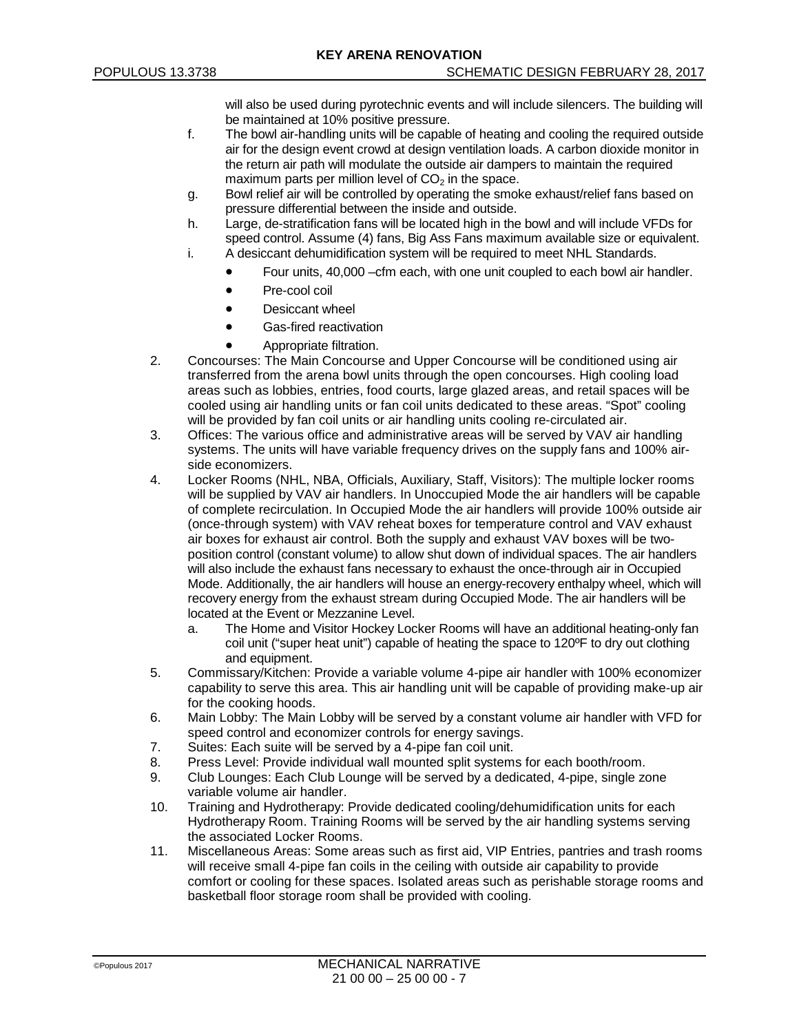will also be used during pyrotechnic events and will include silencers. The building will be maintained at 10% positive pressure.

f. The bowl air-handling units will be capable of heating and cooling the required outside air for the design event crowd at design ventilation loads. A carbon dioxide monitor in the return air path will modulate the outside air dampers to maintain the required maximum parts per million level of $CO_2$ in the space.

g. Bowl relief air will be controlled by operating the smoke exhaust/relief fans based on pressure differential between the inside and outside.

h. Large, de-stratification fans will be located high in the bowl and will include VFDs for speed control. Assume (4) fans, Big Ass Fans maximum available size or equivalent.

i. A desiccant dehumidification system will be required to meet NHL Standards.
   - Four units, 40,000 –cfm each, with one unit coupled to each bowl air handler.
   - Pre-cool coil
   - Desiccant wheel
   - Gas-fired reactivation
   - Appropriate filtration.

2. Concourses: The Main Concourse and Upper Concourse will be conditioned using air transferred from the arena bowl units through the open concourses. High cooling load areas such as lobbies, entries, food courts, large glazed areas, and retail spaces will be cooled using air handling units or fan coil units dedicated to these areas. "Spot" cooling will be provided by fan coil units or air handling units cooling re-circulated air.

3. Offices: The various office and administrative areas will be served by VAV air handling systems. The units will have variable frequency drives on the supply fans and 100% air-side economizers.

4. Locker Rooms (NHL, NBA, Officials, Auxiliary, Staff, Visitors): The multiple locker rooms will be supplied by VAV air handlers. In Unoccupied Mode the air handlers will be capable of complete recirculation. In Occupied Mode the air handlers will provide 100% outside air (once-through system) with VAV reheat boxes for temperature control and VAV exhaust air boxes for exhaust air control. Both the supply and exhaust VAV boxes will be two-position control (constant volume) to allow shut down of individual spaces. The air handlers will also include the exhaust fans necessary to exhaust the once-through air in Occupied Mode. Additionally, the air handlers will house an energy-recovery enthalpy wheel, which will recovery energy from the exhaust stream during Occupied Mode. The air handlers will be located at the Event or Mezzanine Level.

   a. The Home and Visitor Hockey Locker Rooms will have an additional heating-only fan coil unit ("super heat unit") capable of heating the space to 120ºF to dry out clothing and equipment.

5. Commissary/Kitchen: Provide a variable volume 4-pipe air handler with 100% economizer capability to serve this area. This air handling unit will be capable of providing make-up air for the cooking hoods.

6. Main Lobby: The Main Lobby will be served by a constant volume air handler with VFD for speed control and economizer controls for energy savings.

7. Suites: Each suite will be served by a 4-pipe fan coil unit.

8. Press Level: Provide individual wall mounted split systems for each booth/room.

9. Club Lounges: Each Club Lounge will be served by a dedicated, 4-pipe, single zone variable volume air handler.

10. Training and Hydrotherapy: Provide dedicated cooling/dehumidification units for each Hydrotherapy Room. Training Rooms will be served by the air handling systems serving the associated Locker Rooms.

11. Miscellaneous Areas: Some areas such as first aid, VIP Entries, pantries and trash rooms will receive small 4-pipe fan coils in the ceiling with outside air capability to provide comfort or cooling for these spaces. Isolated areas such as perishable storage rooms and basketball floor storage room shall be provided with cooling.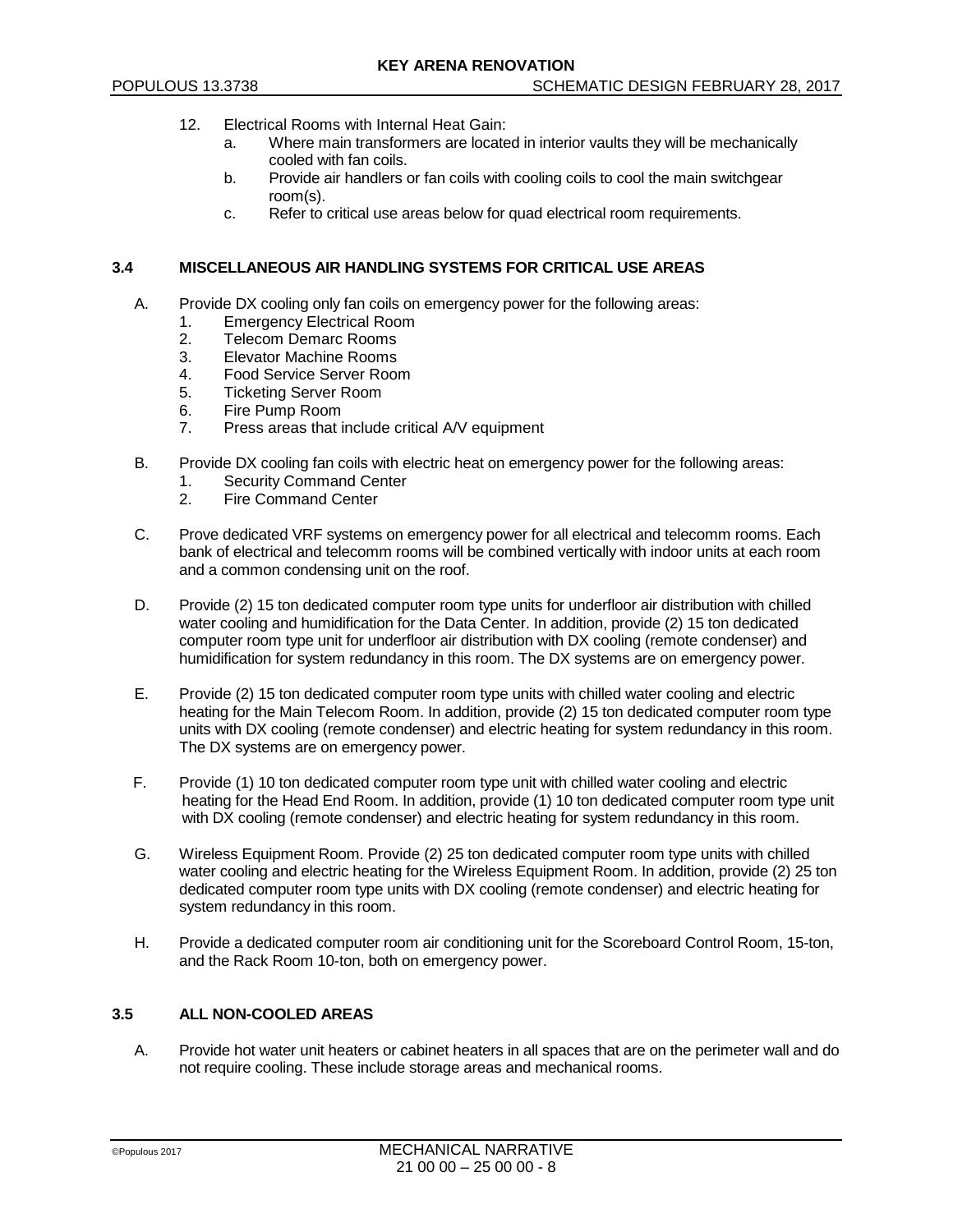12. Electrical Rooms with Internal Heat Gain:
    a. Where main transformers are located in interior vaults they will be mechanically cooled with fan coils.
    b. Provide air handlers or fan coils with cooling coils to cool the main switchgear room(s).
    c. Refer to critical use areas below for quad electrical room requirements.

### 3.4 MISCELLANEOUS AIR HANDLING SYSTEMS FOR CRITICAL USE AREAS

A. Provide DX cooling only fan coils on emergency power for the following areas:
   1. Emergency Electrical Room
   2. Telecom Demarc Rooms
   3. Elevator Machine Rooms
   4. Food Service Server Room
   5. Ticketing Server Room
   6. Fire Pump Room
   7. Press areas that include critical A/V equipment

B. Provide DX cooling fan coils with electric heat on emergency power for the following areas:
   1. Security Command Center
   2. Fire Command Center

C. Prove dedicated VRF systems on emergency power for all electrical and telecomm rooms. Each bank of electrical and telecomm rooms will be combined vertically with indoor units at each room and a common condensing unit on the roof.

D. Provide (2) 15 ton dedicated computer room type units for underfloor air distribution with chilled water cooling and humidification for the Data Center. In addition, provide (2) 15 ton dedicated computer room type unit for underfloor air distribution with DX cooling (remote condenser) and humidification for system redundancy in this room. The DX systems are on emergency power.

E. Provide (2) 15 ton dedicated computer room type units with chilled water cooling and electric heating for the Main Telecom Room. In addition, provide (2) 15 ton dedicated computer room type units with DX cooling (remote condenser) and electric heating for system redundancy in this room. The DX systems are on emergency power.

F. Provide (1) 10 ton dedicated computer room type unit with chilled water cooling and electric heating for the Head End Room. In addition, provide (1) 10 ton dedicated computer room type unit with DX cooling (remote condenser) and electric heating for system redundancy in this room.

G. Wireless Equipment Room. Provide (2) 25 ton dedicated computer room type units with chilled water cooling and electric heating for the Wireless Equipment Room. In addition, provide (2) 25 ton dedicated computer room type units with DX cooling (remote condenser) and electric heating for system redundancy in this room.

H. Provide a dedicated computer room air conditioning unit for the Scoreboard Control Room, 15-ton, and the Rack Room 10-ton, both on emergency power.

### 3.5 ALL NON-COOLED AREAS

A. Provide hot water unit heaters or cabinet heaters in all spaces that are on the perimeter wall and do not require cooling. These include storage areas and mechanical rooms.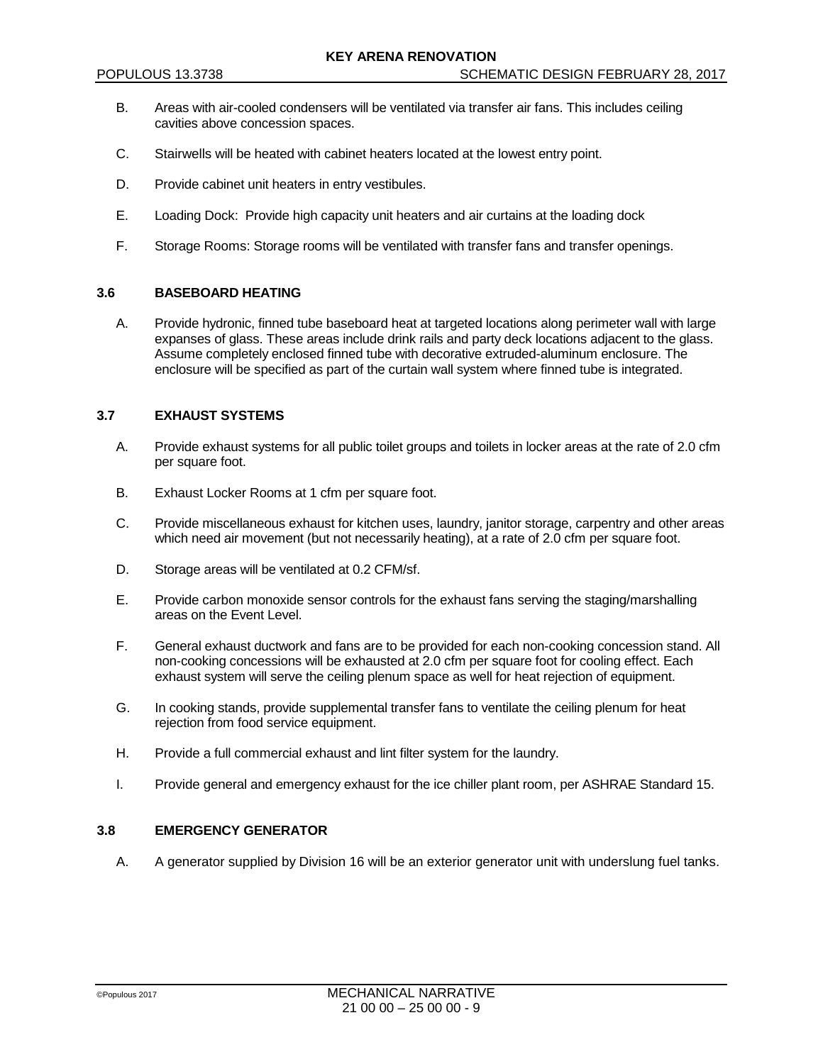B. Areas with air-cooled condensers will be ventilated via transfer air fans. This includes ceiling cavities above concession spaces.

C. Stairwells will be heated with cabinet heaters located at the lowest entry point.

D. Provide cabinet unit heaters in entry vestibules.

E. Loading Dock: Provide high capacity unit heaters and air curtains at the loading dock

F. Storage Rooms: Storage rooms will be ventilated with transfer fans and transfer openings.

### 3.6 BASEBOARD HEATING

A. Provide hydronic, finned tube baseboard heat at targeted locations along perimeter wall with large expanses of glass. These areas include drink rails and party deck locations adjacent to the glass. Assume completely enclosed finned tube with decorative extruded-aluminum enclosure. The enclosure will be specified as part of the curtain wall system where finned tube is integrated.

### 3.7 EXHAUST SYSTEMS

A. Provide exhaust systems for all public toilet groups and toilets in locker areas at the rate of 2.0 cfm per square foot.

B. Exhaust Locker Rooms at 1 cfm per square foot.

C. Provide miscellaneous exhaust for kitchen uses, laundry, janitor storage, carpentry and other areas which need air movement (but not necessarily heating), at a rate of 2.0 cfm per square foot.

D. Storage areas will be ventilated at 0.2 CFM/sf.

E. Provide carbon monoxide sensor controls for the exhaust fans serving the staging/marshalling areas on the Event Level.

F. General exhaust ductwork and fans are to be provided for each non-cooking concession stand. All non-cooking concessions will be exhausted at 2.0 cfm per square foot for cooling effect. Each exhaust system will serve the ceiling plenum space as well for heat rejection of equipment.

G. In cooking stands, provide supplemental transfer fans to ventilate the ceiling plenum for heat rejection from food service equipment.

H. Provide a full commercial exhaust and lint filter system for the laundry.

I. Provide general and emergency exhaust for the ice chiller plant room, per ASHRAE Standard 15.

### 3.8 EMERGENCY GENERATOR

A. A generator supplied by Division 16 will be an exterior generator unit with underslung fuel tanks.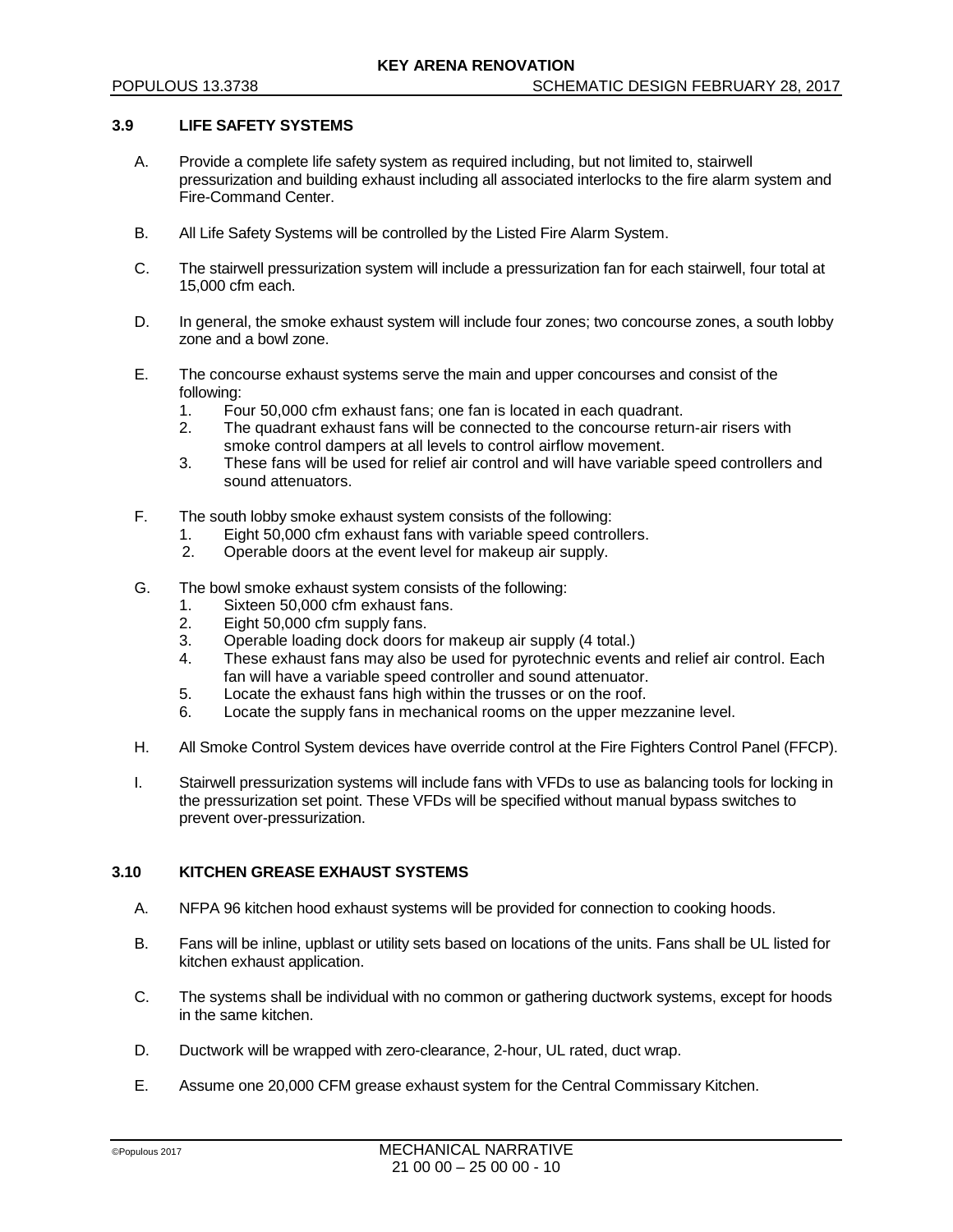### 3.9 LIFE SAFETY SYSTEMS

A. Provide a complete life safety system as required including, but not limited to, stairwell pressurization and building exhaust including all associated interlocks to the fire alarm system and Fire-Command Center.

B. All Life Safety Systems will be controlled by the Listed Fire Alarm System.

C. The stairwell pressurization system will include a pressurization fan for each stairwell, four total at 15,000 cfm each.

D. In general, the smoke exhaust system will include four zones; two concourse zones, a south lobby zone and a bowl zone.

E. The concourse exhaust systems serve the main and upper concourses and consist of the following:
   1. Four 50,000 cfm exhaust fans; one fan is located in each quadrant.
   2. The quadrant exhaust fans will be connected to the concourse return-air risers with smoke control dampers at all levels to control airflow movement.
   3. These fans will be used for relief air control and will have variable speed controllers and sound attenuators.

F. The south lobby smoke exhaust system consists of the following:
   1. Eight 50,000 cfm exhaust fans with variable speed controllers.
   2. Operable doors at the event level for makeup air supply.

G. The bowl smoke exhaust system consists of the following:
   1. Sixteen 50,000 cfm exhaust fans.
   2. Eight 50,000 cfm supply fans.
   3. Operable loading dock doors for makeup air supply (4 total.)
   4. These exhaust fans may also be used for pyrotechnic events and relief air control. Each fan will have a variable speed controller and sound attenuator.
   5. Locate the exhaust fans high within the trusses or on the roof.
   6. Locate the supply fans in mechanical rooms on the upper mezzanine level.

H. All Smoke Control System devices have override control at the Fire Fighters Control Panel (FFCP).

I. Stairwell pressurization systems will include fans with VFDs to use as balancing tools for locking in the pressurization set point. These VFDs will be specified without manual bypass switches to prevent over-pressurization.

### 3.10 KITCHEN GREASE EXHAUST SYSTEMS

A. NFPA 96 kitchen hood exhaust systems will be provided for connection to cooking hoods.

B. Fans will be inline, upblast or utility sets based on locations of the units. Fans shall be UL listed for kitchen exhaust application.

C. The systems shall be individual with no common or gathering ductwork systems, except for hoods in the same kitchen.

D. Ductwork will be wrapped with zero-clearance, 2-hour, UL rated, duct wrap.

E. Assume one 20,000 CFM grease exhaust system for the Central Commissary Kitchen.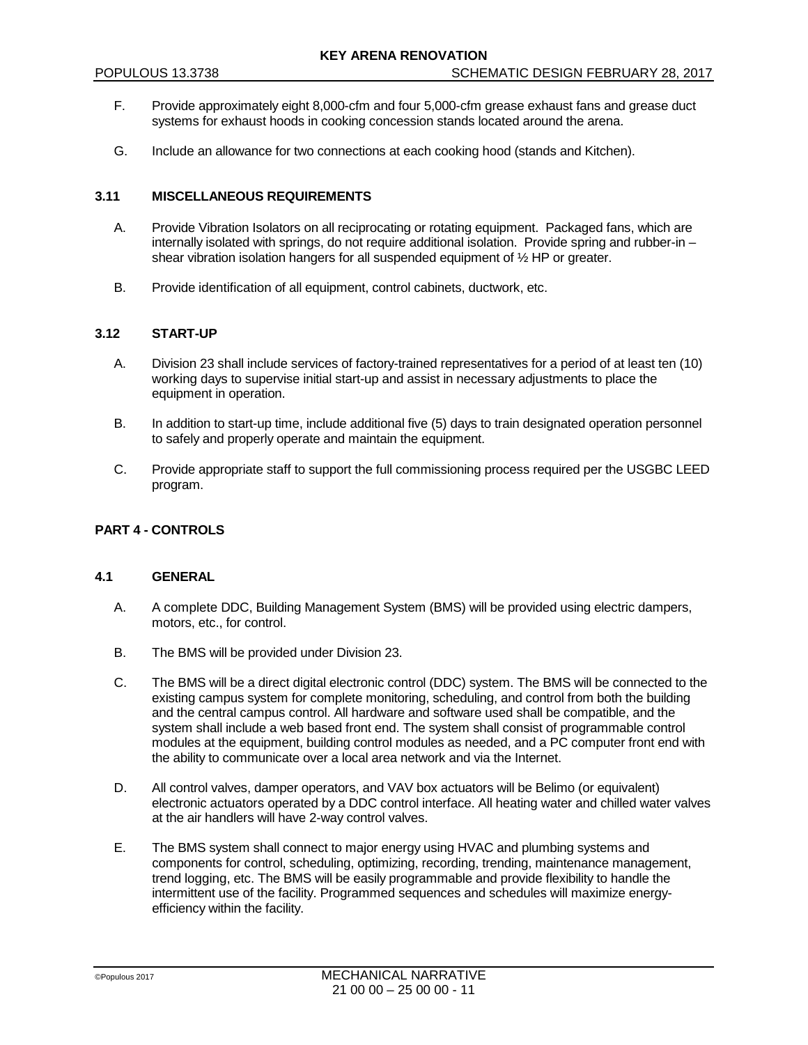F. Provide approximately eight 8,000-cfm and four 5,000-cfm grease exhaust fans and grease duct systems for exhaust hoods in cooking concession stands located around the arena.

G. Include an allowance for two connections at each cooking hood (stands and Kitchen).

### 3.11 MISCELLANEOUS REQUIREMENTS

A. Provide Vibration Isolators on all reciprocating or rotating equipment. Packaged fans, which are internally isolated with springs, do not require additional isolation. Provide spring and rubber-in – shear vibration isolation hangers for all suspended equipment of ½ HP or greater.

B. Provide identification of all equipment, control cabinets, ductwork, etc.

### 3.12 START-UP

A. Division 23 shall include services of factory-trained representatives for a period of at least ten (10) working days to supervise initial start-up and assist in necessary adjustments to place the equipment in operation.

B. In addition to start-up time, include additional five (5) days to train designated operation personnel to safely and properly operate and maintain the equipment.

C. Provide appropriate staff to support the full commissioning process required per the USGBC LEED program.

## PART 4 - CONTROLS

### 4.1 GENERAL

A. A complete DDC, Building Management System (BMS) will be provided using electric dampers, motors, etc., for control.

B. The BMS will be provided under Division 23.

C. The BMS will be a direct digital electronic control (DDC) system. The BMS will be connected to the existing campus system for complete monitoring, scheduling, and control from both the building and the central campus control. All hardware and software used shall be compatible, and the system shall include a web based front end. The system shall consist of programmable control modules at the equipment, building control modules as needed, and a PC computer front end with the ability to communicate over a local area network and via the Internet.

D. All control valves, damper operators, and VAV box actuators will be Belimo (or equivalent) electronic actuators operated by a DDC control interface. All heating water and chilled water valves at the air handlers will have 2-way control valves.

E. The BMS system shall connect to major energy using HVAC and plumbing systems and components for control, scheduling, optimizing, recording, trending, maintenance management, trend logging, etc. The BMS will be easily programmable and provide flexibility to handle the intermittent use of the facility. Programmed sequences and schedules will maximize energy-efficiency within the facility.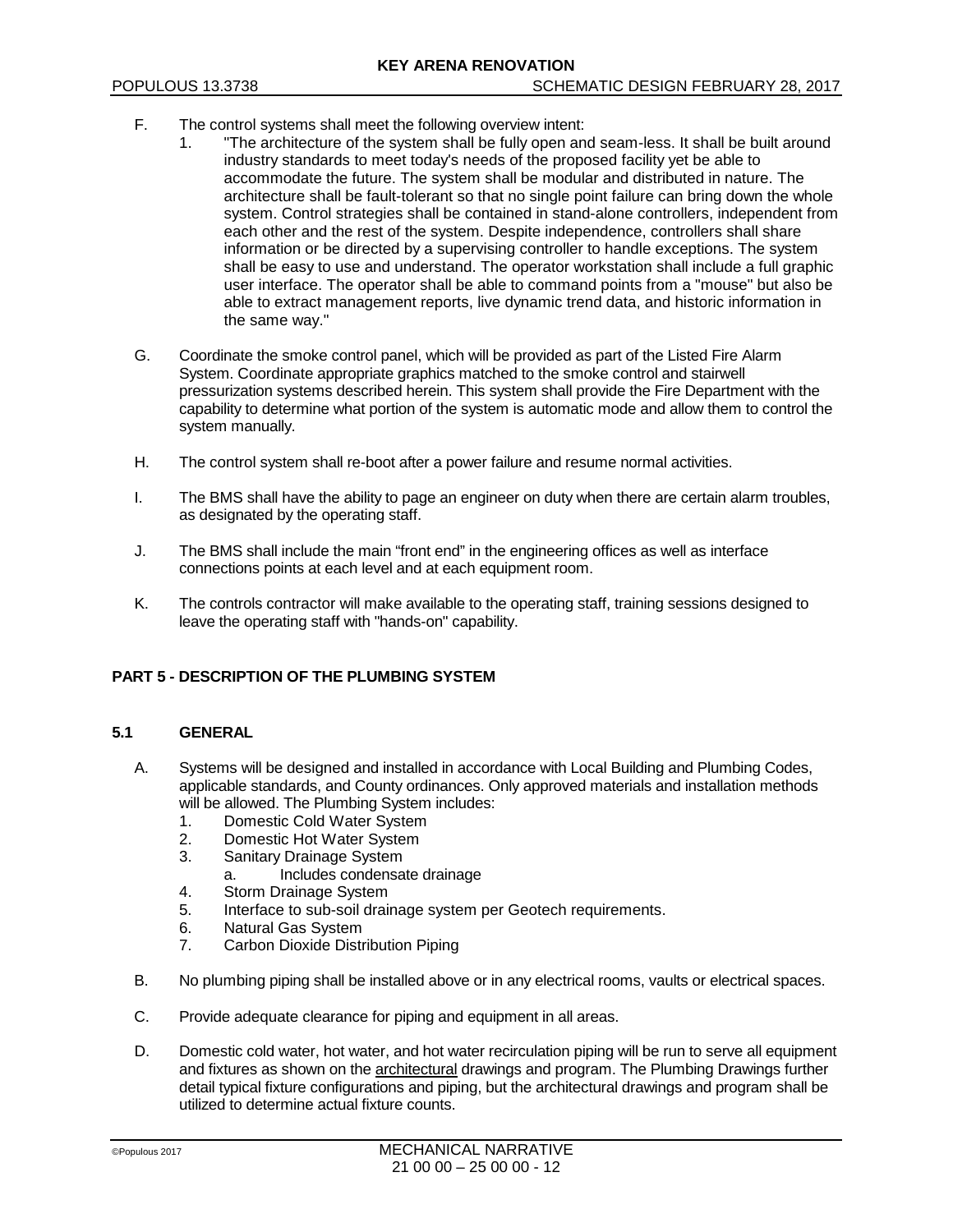F. The control systems shall meet the following overview intent:

1. "The architecture of the system shall be fully open and seam-less. It shall be built around industry standards to meet today's needs of the proposed facility yet be able to accommodate the future. The system shall be modular and distributed in nature. The architecture shall be fault-tolerant so that no single point failure can bring down the whole system. Control strategies shall be contained in stand-alone controllers, independent from each other and the rest of the system. Despite independence, controllers shall share information or be directed by a supervising controller to handle exceptions. The system shall be easy to use and understand. The operator workstation shall include a full graphic user interface. The operator shall be able to command points from a "mouse" but also be able to extract management reports, live dynamic trend data, and historic information in the same way."

G. Coordinate the smoke control panel, which will be provided as part of the Listed Fire Alarm System. Coordinate appropriate graphics matched to the smoke control and stairwell pressurization systems described herein. This system shall provide the Fire Department with the capability to determine what portion of the system is automatic mode and allow them to control the system manually.

H. The control system shall re-boot after a power failure and resume normal activities.

I. The BMS shall have the ability to page an engineer on duty when there are certain alarm troubles, as designated by the operating staff.

J. The BMS shall include the main "front end" in the engineering offices as well as interface connections points at each level and at each equipment room.

K. The controls contractor will make available to the operating staff, training sessions designed to leave the operating staff with "hands-on" capability.

## PART 5 - DESCRIPTION OF THE PLUMBING SYSTEM

### 5.1 GENERAL

A. Systems will be designed and installed in accordance with Local Building and Plumbing Codes, applicable standards, and County ordinances. Only approved materials and installation methods will be allowed. The Plumbing System includes:

1. Domestic Cold Water System
2. Domestic Hot Water System
3. Sanitary Drainage System
   a. Includes condensate drainage
4. Storm Drainage System
5. Interface to sub-soil drainage system per Geotech requirements.
6. Natural Gas System
7. Carbon Dioxide Distribution Piping

B. No plumbing piping shall be installed above or in any electrical rooms, vaults or electrical spaces.

C. Provide adequate clearance for piping and equipment in all areas.

D. Domestic cold water, hot water, and hot water recirculation piping will be run to serve all equipment and fixtures as shown on the architectural drawings and program. The Plumbing Drawings further detail typical fixture configurations and piping, but the architectural drawings and program shall be utilized to determine actual fixture counts.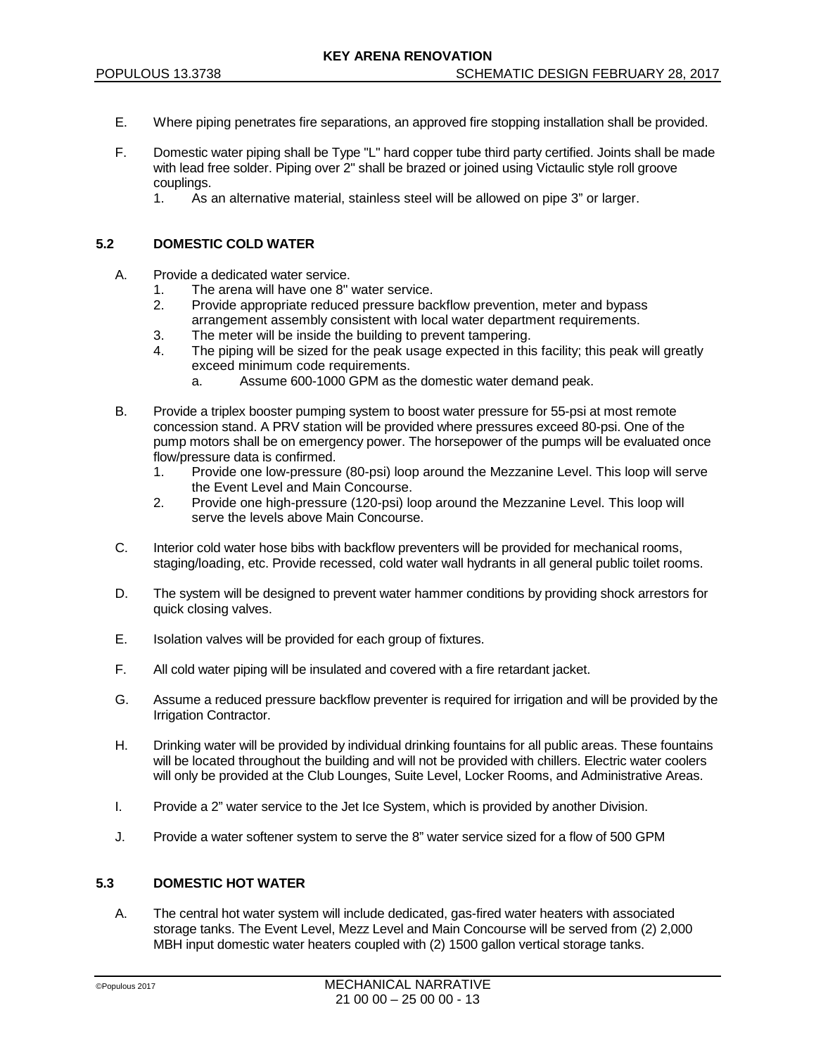E. Where piping penetrates fire separations, an approved fire stopping installation shall be provided.

F. Domestic water piping shall be Type "L" hard copper tube third party certified. Joints shall be made with lead free solder. Piping over 2" shall be brazed or joined using Victaulic style roll groove couplings.
   1. As an alternative material, stainless steel will be allowed on pipe 3" or larger.

## 5.2 DOMESTIC COLD WATER

A. Provide a dedicated water service.
   1. The arena will have one 8" water service.
   2. Provide appropriate reduced pressure backflow prevention, meter and bypass arrangement assembly consistent with local water department requirements.
   3. The meter will be inside the building to prevent tampering.
   4. The piping will be sized for the peak usage expected in this facility; this peak will greatly exceed minimum code requirements.
      a. Assume 600-1000 GPM as the domestic water demand peak.

B. Provide a triplex booster pumping system to boost water pressure for 55-psi at most remote concession stand. A PRV station will be provided where pressures exceed 80-psi. One of the pump motors shall be on emergency power. The horsepower of the pumps will be evaluated once flow/pressure data is confirmed.
   1. Provide one low-pressure (80-psi) loop around the Mezzanine Level. This loop will serve the Event Level and Main Concourse.
   2. Provide one high-pressure (120-psi) loop around the Mezzanine Level. This loop will serve the levels above Main Concourse.

C. Interior cold water hose bibs with backflow preventers will be provided for mechanical rooms, staging/loading, etc. Provide recessed, cold water wall hydrants in all general public toilet rooms.

D. The system will be designed to prevent water hammer conditions by providing shock arrestors for quick closing valves.

E. Isolation valves will be provided for each group of fixtures.

F. All cold water piping will be insulated and covered with a fire retardant jacket.

G. Assume a reduced pressure backflow preventer is required for irrigation and will be provided by the Irrigation Contractor.

H. Drinking water will be provided by individual drinking fountains for all public areas. These fountains will be located throughout the building and will not be provided with chillers. Electric water coolers will only be provided at the Club Lounges, Suite Level, Locker Rooms, and Administrative Areas.

I. Provide a 2" water service to the Jet Ice System, which is provided by another Division.

J. Provide a water softener system to serve the 8" water service sized for a flow of 500 GPM

## 5.3 DOMESTIC HOT WATER

A. The central hot water system will include dedicated, gas-fired water heaters with associated storage tanks. The Event Level, Mezz Level and Main Concourse will be served from (2) 2,000 MBH input domestic water heaters coupled with (2) 1500 gallon vertical storage tanks.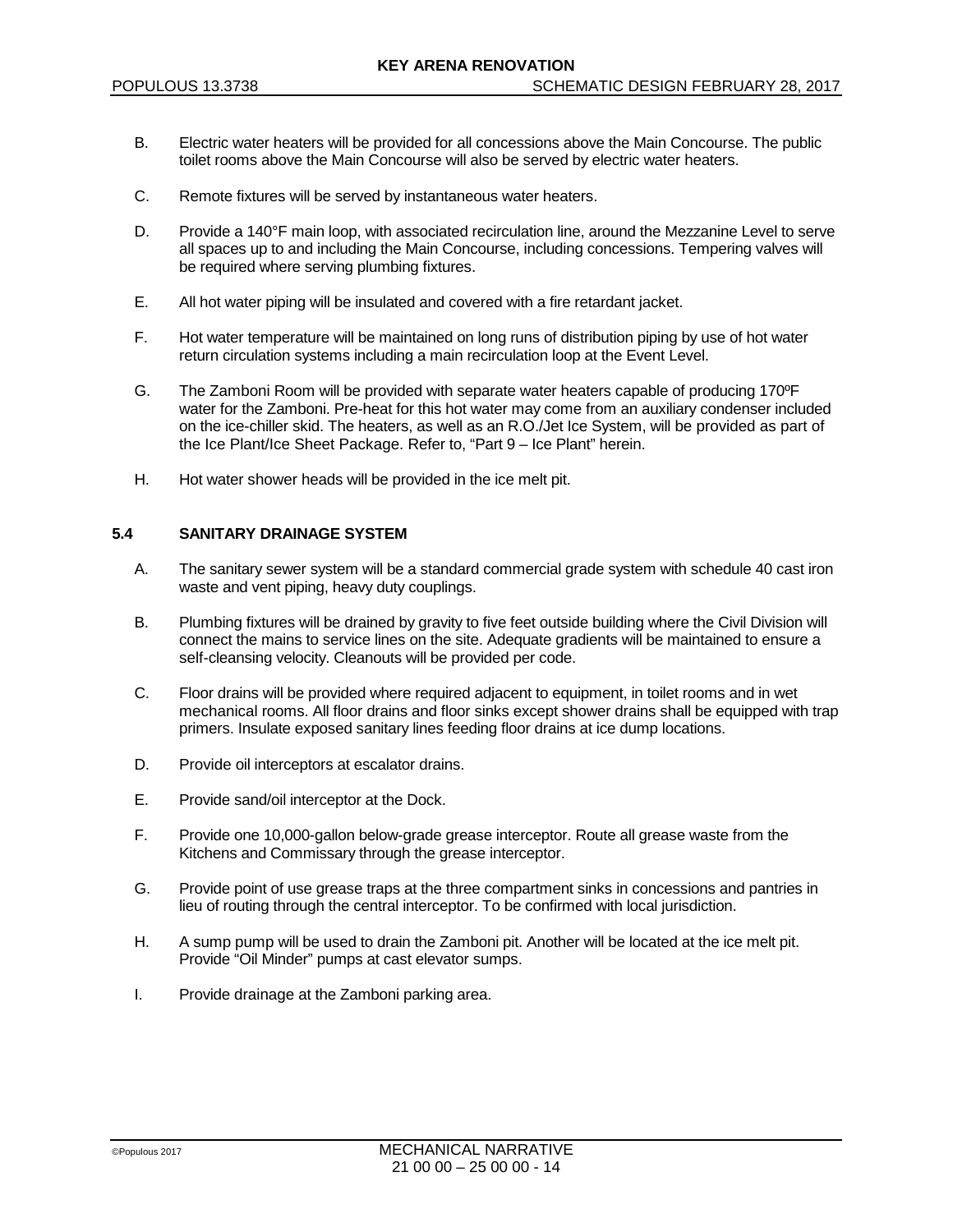B. Electric water heaters will be provided for all concessions above the Main Concourse. The public toilet rooms above the Main Concourse will also be served by electric water heaters.

C. Remote fixtures will be served by instantaneous water heaters.

D. Provide a 140°F main loop, with associated recirculation line, around the Mezzanine Level to serve all spaces up to and including the Main Concourse, including concessions. Tempering valves will be required where serving plumbing fixtures.

E. All hot water piping will be insulated and covered with a fire retardant jacket.

F. Hot water temperature will be maintained on long runs of distribution piping by use of hot water return circulation systems including a main recirculation loop at the Event Level.

G. The Zamboni Room will be provided with separate water heaters capable of producing 170ºF water for the Zamboni. Pre-heat for this hot water may come from an auxiliary condenser included on the ice-chiller skid. The heaters, as well as an R.O./Jet Ice System, will be provided as part of the Ice Plant/Ice Sheet Package. Refer to, "Part 9 – Ice Plant" herein.

H. Hot water shower heads will be provided in the ice melt pit.

### 5.4 SANITARY DRAINAGE SYSTEM

A. The sanitary sewer system will be a standard commercial grade system with schedule 40 cast iron waste and vent piping, heavy duty couplings.

B. Plumbing fixtures will be drained by gravity to five feet outside building where the Civil Division will connect the mains to service lines on the site. Adequate gradients will be maintained to ensure a self-cleansing velocity. Cleanouts will be provided per code.

C. Floor drains will be provided where required adjacent to equipment, in toilet rooms and in wet mechanical rooms. All floor drains and floor sinks except shower drains shall be equipped with trap primers. Insulate exposed sanitary lines feeding floor drains at ice dump locations.

D. Provide oil interceptors at escalator drains.

E. Provide sand/oil interceptor at the Dock.

F. Provide one 10,000-gallon below-grade grease interceptor. Route all grease waste from the Kitchens and Commissary through the grease interceptor.

G. Provide point of use grease traps at the three compartment sinks in concessions and pantries in lieu of routing through the central interceptor. To be confirmed with local jurisdiction.

H. A sump pump will be used to drain the Zamboni pit. Another will be located at the ice melt pit. Provide "Oil Minder" pumps at cast elevator sumps.

I. Provide drainage at the Zamboni parking area.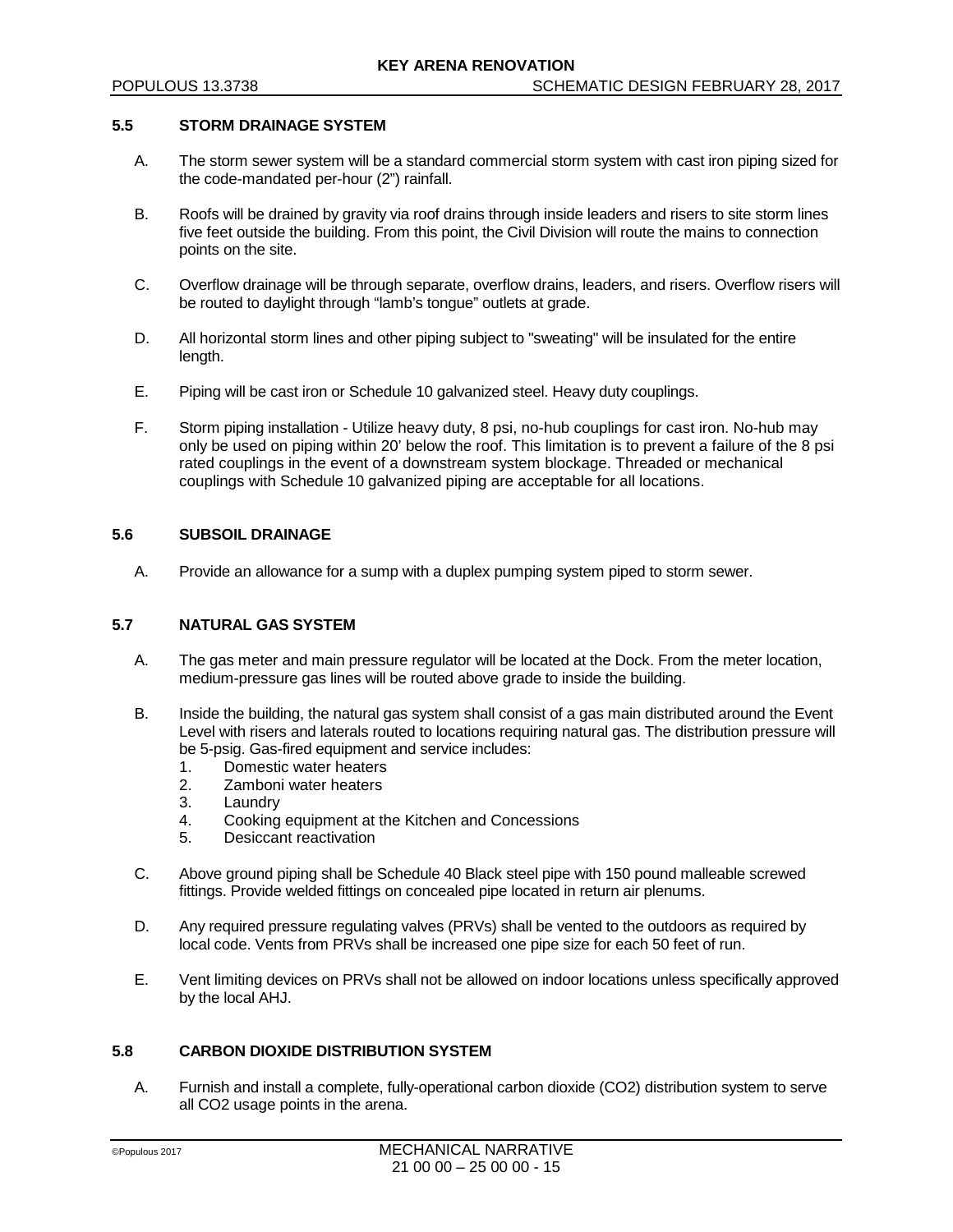### 5.5 STORM DRAINAGE SYSTEM

A. The storm sewer system will be a standard commercial storm system with cast iron piping sized for the code-mandated per-hour (2") rainfall.

B. Roofs will be drained by gravity via roof drains through inside leaders and risers to site storm lines five feet outside the building. From this point, the Civil Division will route the mains to connection points on the site.

C. Overflow drainage will be through separate, overflow drains, leaders, and risers. Overflow risers will be routed to daylight through "lamb's tongue" outlets at grade.

D. All horizontal storm lines and other piping subject to "sweating" will be insulated for the entire length.

E. Piping will be cast iron or Schedule 10 galvanized steel. Heavy duty couplings.

F. Storm piping installation - Utilize heavy duty, 8 psi, no-hub couplings for cast iron. No-hub may only be used on piping within 20' below the roof. This limitation is to prevent a failure of the 8 psi rated couplings in the event of a downstream system blockage. Threaded or mechanical couplings with Schedule 10 galvanized piping are acceptable for all locations.

### 5.6 SUBSOIL DRAINAGE

A. Provide an allowance for a sump with a duplex pumping system piped to storm sewer.

### 5.7 NATURAL GAS SYSTEM

A. The gas meter and main pressure regulator will be located at the Dock. From the meter location, medium-pressure gas lines will be routed above grade to inside the building.

B. Inside the building, the natural gas system shall consist of a gas main distributed around the Event Level with risers and laterals routed to locations requiring natural gas. The distribution pressure will be 5-psig. Gas-fired equipment and service includes:
   1. Domestic water heaters
   2. Zamboni water heaters
   3. Laundry
   4. Cooking equipment at the Kitchen and Concessions
   5. Desiccant reactivation

C. Above ground piping shall be Schedule 40 Black steel pipe with 150 pound malleable screwed fittings. Provide welded fittings on concealed pipe located in return air plenums.

D. Any required pressure regulating valves (PRVs) shall be vented to the outdoors as required by local code. Vents from PRVs shall be increased one pipe size for each 50 feet of run.

E. Vent limiting devices on PRVs shall not be allowed on indoor locations unless specifically approved by the local AHJ.

### 5.8 CARBON DIOXIDE DISTRIBUTION SYSTEM

A. Furnish and install a complete, fully-operational carbon dioxide ($CO_2$) distribution system to serve all $CO_2$ usage points in the arena.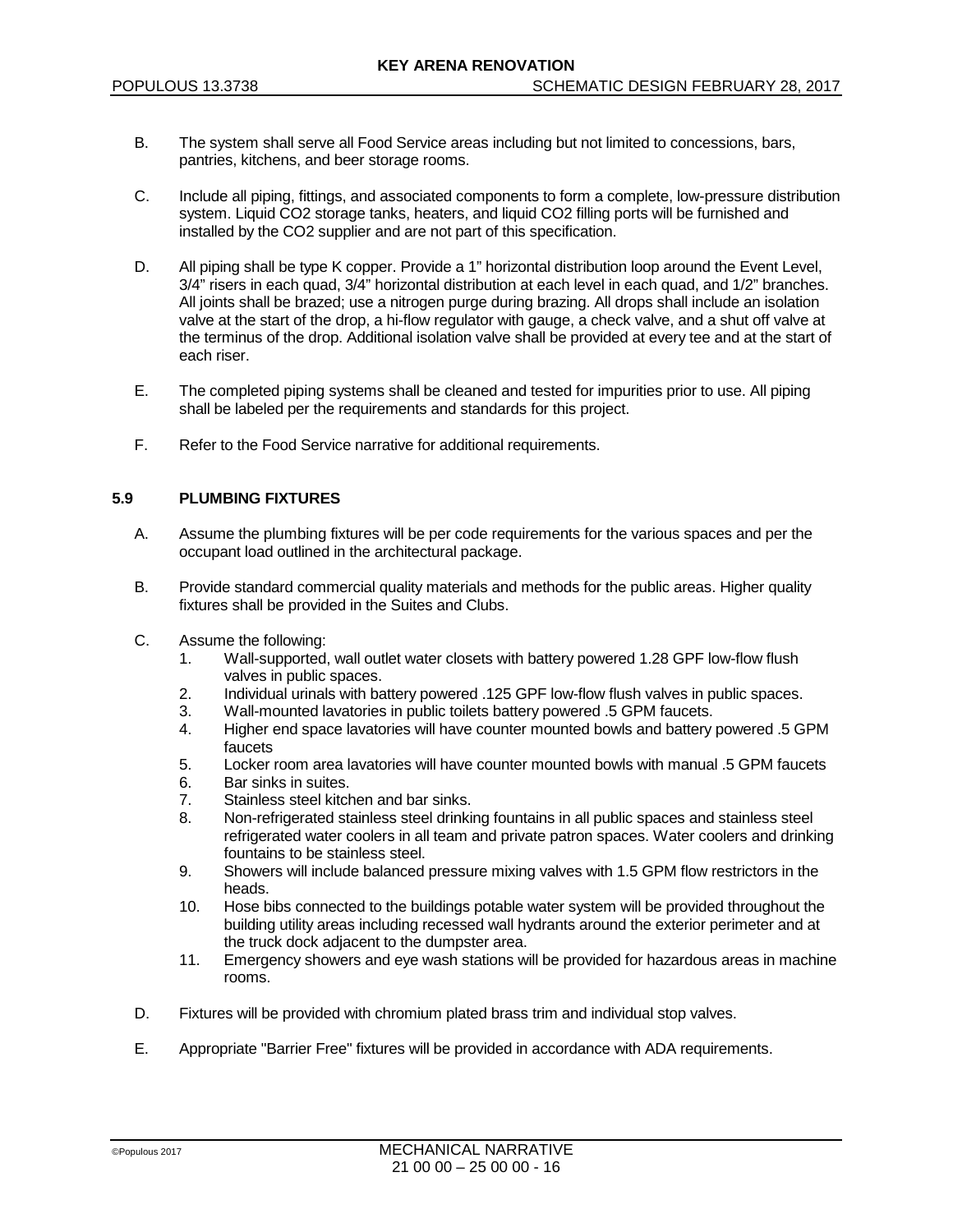B. The system shall serve all Food Service areas including but not limited to concessions, bars, pantries, kitchens, and beer storage rooms.

C. Include all piping, fittings, and associated components to form a complete, low-pressure distribution system. Liquid $CO_2$ storage tanks, heaters, and liquid $CO_2$ filling ports will be furnished and installed by the $CO_2$ supplier and are not part of this specification.

D. All piping shall be type K copper. Provide a 1" horizontal distribution loop around the Event Level, 3/4" risers in each quad, 3/4" horizontal distribution at each level in each quad, and 1/2" branches. All joints shall be brazed; use a nitrogen purge during brazing. All drops shall include an isolation valve at the start of the drop, a hi-flow regulator with gauge, a check valve, and a shut off valve at the terminus of the drop. Additional isolation valve shall be provided at every tee and at the start of each riser.

E. The completed piping systems shall be cleaned and tested for impurities prior to use. All piping shall be labeled per the requirements and standards for this project.

F. Refer to the Food Service narrative for additional requirements.

## 5.9 PLUMBING FIXTURES

A. Assume the plumbing fixtures will be per code requirements for the various spaces and per the occupant load outlined in the architectural package.

B. Provide standard commercial quality materials and methods for the public areas. Higher quality fixtures shall be provided in the Suites and Clubs.

C. Assume the following:
   1. Wall-supported, wall outlet water closets with battery powered 1.28 GPF low-flow flush valves in public spaces.
   2. Individual urinals with battery powered .125 GPF low-flow flush valves in public spaces.
   3. Wall-mounted lavatories in public toilets battery powered .5 GPM faucets.
   4. Higher end space lavatories will have counter mounted bowls and battery powered .5 GPM faucets
   5. Locker room area lavatories will have counter mounted bowls with manual .5 GPM faucets
   6. Bar sinks in suites.
   7. Stainless steel kitchen and bar sinks.
   8. Non-refrigerated stainless steel drinking fountains in all public spaces and stainless steel refrigerated water coolers in all team and private patron spaces. Water coolers and drinking fountains to be stainless steel.
   9. Showers will include balanced pressure mixing valves with 1.5 GPM flow restrictors in the heads.
   10. Hose bibs connected to the buildings potable water system will be provided throughout the building utility areas including recessed wall hydrants around the exterior perimeter and at the truck dock adjacent to the dumpster area.
   11. Emergency showers and eye wash stations will be provided for hazardous areas in machine rooms.

D. Fixtures will be provided with chromium plated brass trim and individual stop valves.

E. Appropriate "Barrier Free" fixtures will be provided in accordance with ADA requirements.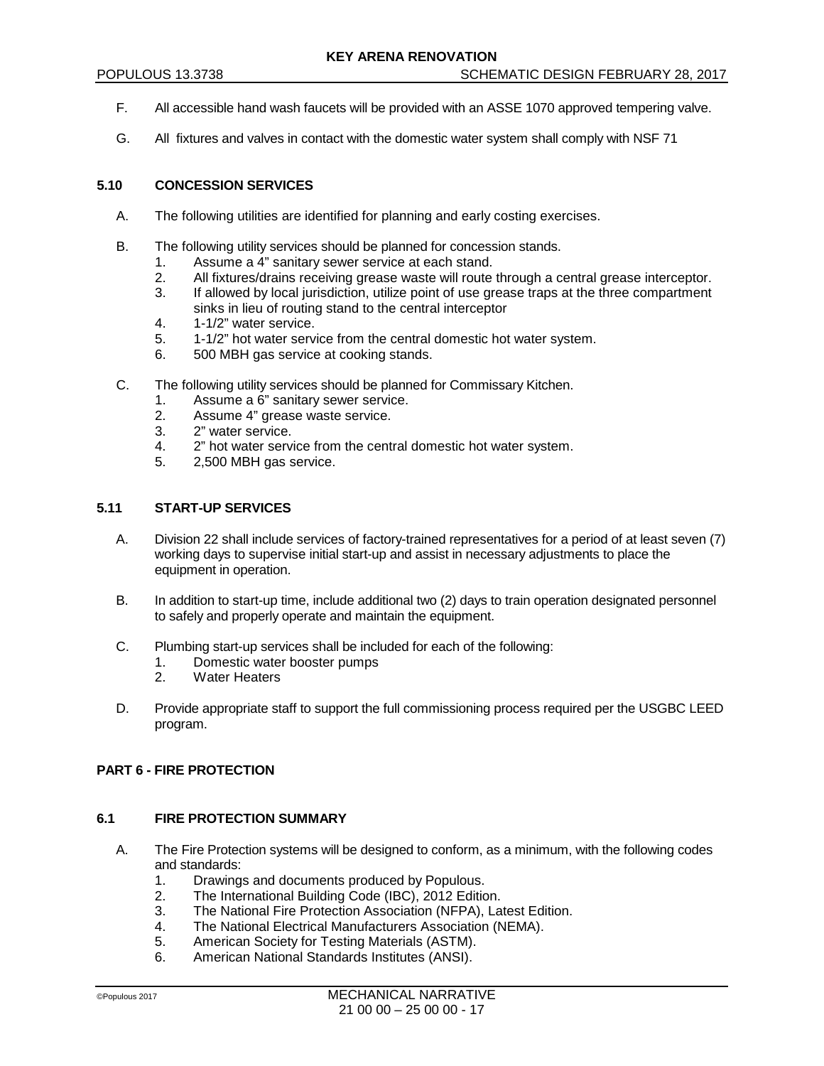F. All accessible hand wash faucets will be provided with an ASSE 1070 approved tempering valve.

G. All fixtures and valves in contact with the domestic water system shall comply with NSF 71

### 5.10 CONCESSION SERVICES

A. The following utilities are identified for planning and early costing exercises.

B. The following utility services should be planned for concession stands.
   1. Assume a 4" sanitary sewer service at each stand.
   2. All fixtures/drains receiving grease waste will route through a central grease interceptor.
   3. If allowed by local jurisdiction, utilize point of use grease traps at the three compartment sinks in lieu of routing stand to the central interceptor
   4. 1-1/2" water service.
   5. 1-1/2" hot water service from the central domestic hot water system.
   6. 500 MBH gas service at cooking stands.

C. The following utility services should be planned for Commissary Kitchen.
   1. Assume a 6" sanitary sewer service.
   2. Assume 4" grease waste service.
   3. 2" water service.
   4. 2" hot water service from the central domestic hot water system.
   5. 2,500 MBH gas service.

### 5.11 START-UP SERVICES

A. Division 22 shall include services of factory-trained representatives for a period of at least seven (7) working days to supervise initial start-up and assist in necessary adjustments to place the equipment in operation.

B. In addition to start-up time, include additional two (2) days to train operation designated personnel to safely and properly operate and maintain the equipment.

C. Plumbing start-up services shall be included for each of the following:
   1. Domestic water booster pumps
   2. Water Heaters

D. Provide appropriate staff to support the full commissioning process required per the USGBC LEED program.

## PART 6 - FIRE PROTECTION

### 6.1 FIRE PROTECTION SUMMARY

A. The Fire Protection systems will be designed to conform, as a minimum, with the following codes and standards:
   1. Drawings and documents produced by Populous.
   2. The International Building Code (IBC), 2012 Edition.
   3. The National Fire Protection Association (NFPA), Latest Edition.
   4. The National Electrical Manufacturers Association (NEMA).
   5. American Society for Testing Materials (ASTM).
   6. American National Standards Institutes (ANSI).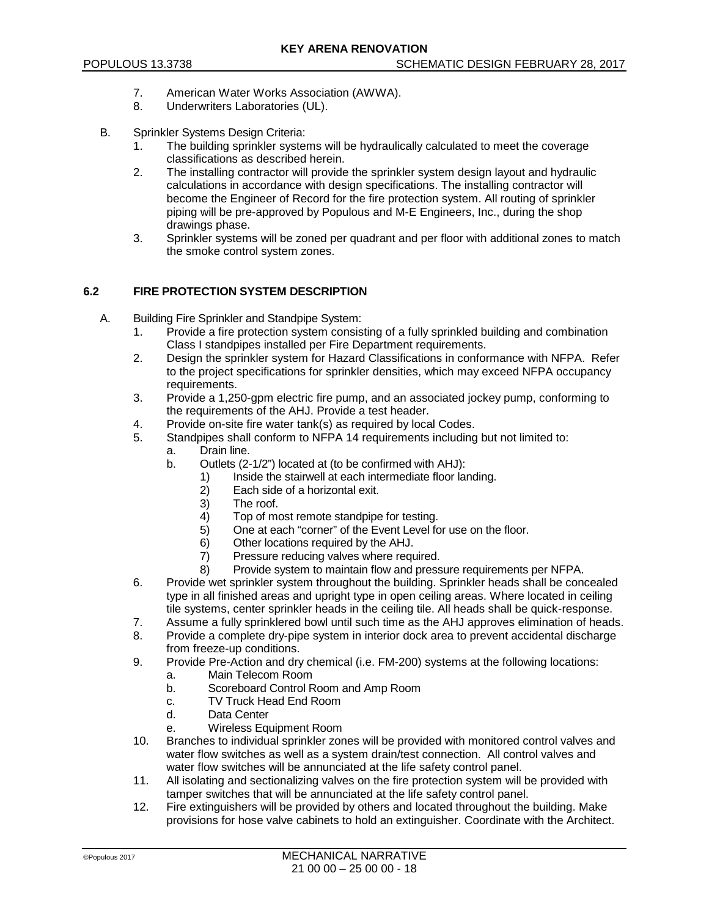7. American Water Works Association (AWWA).
8. Underwriters Laboratories (UL).

B. Sprinkler Systems Design Criteria:
   1. The building sprinkler systems will be hydraulically calculated to meet the coverage classifications as described herein.
   2. The installing contractor will provide the sprinkler system design layout and hydraulic calculations in accordance with design specifications. The installing contractor will become the Engineer of Record for the fire protection system. All routing of sprinkler piping will be pre-approved by Populous and M-E Engineers, Inc., during the shop drawings phase.
   3. Sprinkler systems will be zoned per quadrant and per floor with additional zones to match the smoke control system zones.

## 6.2 FIRE PROTECTION SYSTEM DESCRIPTION

A. Building Fire Sprinkler and Standpipe System:
   1. Provide a fire protection system consisting of a fully sprinkled building and combination Class I standpipes installed per Fire Department requirements.
   2. Design the sprinkler system for Hazard Classifications in conformance with NFPA. Refer to the project specifications for sprinkler densities, which may exceed NFPA occupancy requirements.
   3. Provide a 1,250-gpm electric fire pump, and an associated jockey pump, conforming to the requirements of the AHJ. Provide a test header.
   4. Provide on-site fire water tank(s) as required by local Codes.
   5. Standpipes shall conform to NFPA 14 requirements including but not limited to:
      a. Drain line.
      b. Outlets (2-1/2") located at (to be confirmed with AHJ):
         1) Inside the stairwell at each intermediate floor landing.
         2) Each side of a horizontal exit.
         3) The roof.
         4) Top of most remote standpipe for testing.
         5) One at each "corner" of the Event Level for use on the floor.
         6) Other locations required by the AHJ.
         7) Pressure reducing valves where required.
         8) Provide system to maintain flow and pressure requirements per NFPA.
   6. Provide wet sprinkler system throughout the building. Sprinkler heads shall be concealed type in all finished areas and upright type in open ceiling areas. Where located in ceiling tile systems, center sprinkler heads in the ceiling tile. All heads shall be quick-response.
   7. Assume a fully sprinklered bowl until such time as the AHJ approves elimination of heads.
   8. Provide a complete dry-pipe system in interior dock area to prevent accidental discharge from freeze-up conditions.
   9. Provide Pre-Action and dry chemical (i.e. FM-200) systems at the following locations:
      a. Main Telecom Room
      b. Scoreboard Control Room and Amp Room
      c. TV Truck Head End Room
      d. Data Center
      e. Wireless Equipment Room
   10. Branches to individual sprinkler zones will be provided with monitored control valves and water flow switches as well as a system drain/test connection. All control valves and water flow switches will be annunciated at the life safety control panel.
   11. All isolating and sectionalizing valves on the fire protection system will be provided with tamper switches that will be annunciated at the life safety control panel.
   12. Fire extinguishers will be provided by others and located throughout the building. Make provisions for hose valve cabinets to hold an extinguisher. Coordinate with the Architect.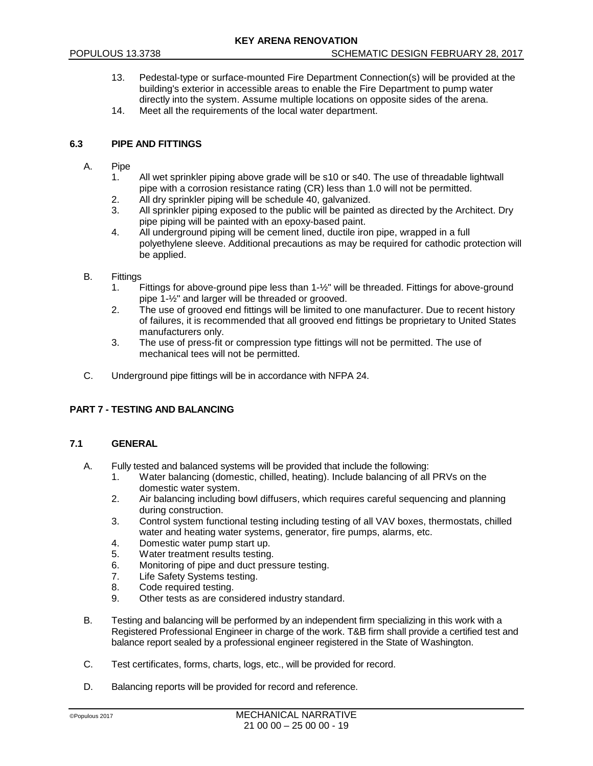13. Pedestal-type or surface-mounted Fire Department Connection(s) will be provided at the building's exterior in accessible areas to enable the Fire Department to pump water directly into the system. Assume multiple locations on opposite sides of the arena.
14. Meet all the requirements of the local water department.

### 6.3 PIPE AND FITTINGS

A. Pipe
   1. All wet sprinkler piping above grade will be s10 or s40. The use of threadable lightwall pipe with a corrosion resistance rating (CR) less than 1.0 will not be permitted.
   2. All dry sprinkler piping will be schedule 40, galvanized.
   3. All sprinkler piping exposed to the public will be painted as directed by the Architect. Dry pipe piping will be painted with an epoxy-based paint.
   4. All underground piping will be cement lined, ductile iron pipe, wrapped in a full polyethylene sleeve. Additional precautions as may be required for cathodic protection will be applied.

B. Fittings
   1. Fittings for above-ground pipe less than 1-½" will be threaded. Fittings for above-ground pipe 1-½" and larger will be threaded or grooved.
   2. The use of grooved end fittings will be limited to one manufacturer. Due to recent history of failures, it is recommended that all grooved end fittings be proprietary to United States manufacturers only.
   3. The use of press-fit or compression type fittings will not be permitted. The use of mechanical tees will not be permitted.

C. Underground pipe fittings will be in accordance with NFPA 24.

## PART 7 - TESTING AND BALANCING

### 7.1 GENERAL

A. Fully tested and balanced systems will be provided that include the following:
   1. Water balancing (domestic, chilled, heating). Include balancing of all PRVs on the domestic water system.
   2. Air balancing including bowl diffusers, which requires careful sequencing and planning during construction.
   3. Control system functional testing including testing of all VAV boxes, thermostats, chilled water and heating water systems, generator, fire pumps, alarms, etc.
   4. Domestic water pump start up.
   5. Water treatment results testing.
   6. Monitoring of pipe and duct pressure testing.
   7. Life Safety Systems testing.
   8. Code required testing.
   9. Other tests as are considered industry standard.

B. Testing and balancing will be performed by an independent firm specializing in this work with a Registered Professional Engineer in charge of the work. T&B firm shall provide a certified test and balance report sealed by a professional engineer registered in the State of Washington.

C. Test certificates, forms, charts, logs, etc., will be provided for record.

D. Balancing reports will be provided for record and reference.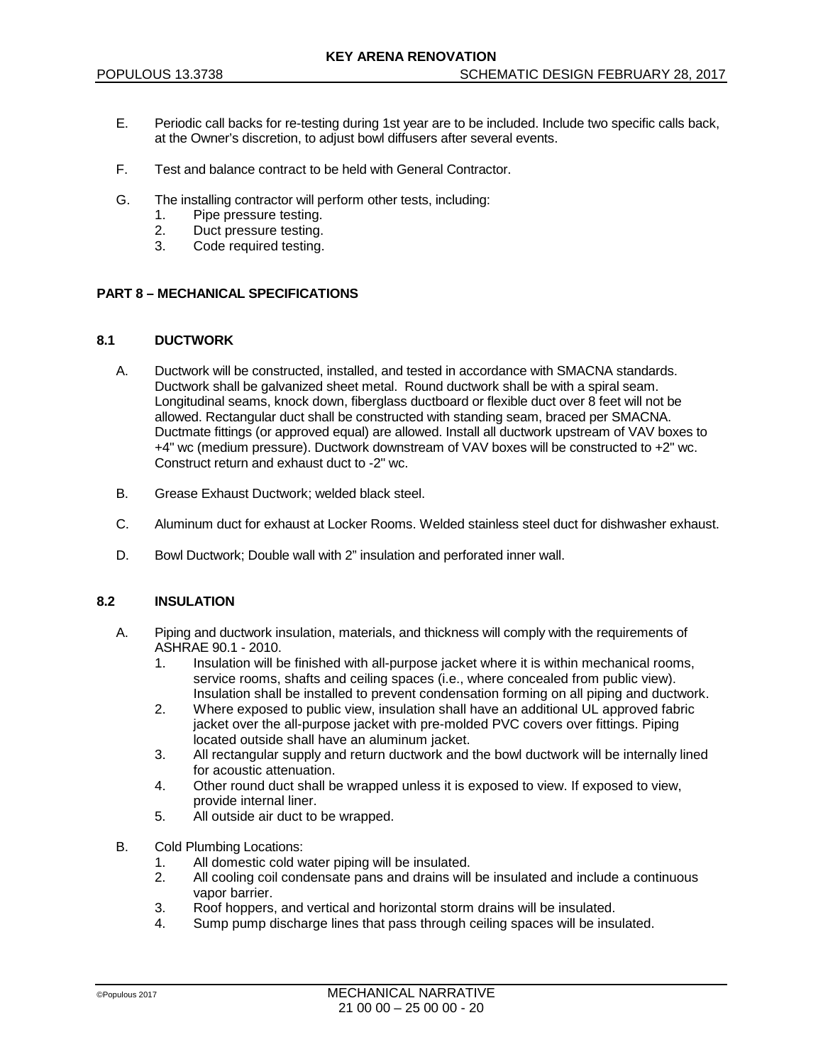E. Periodic call backs for re-testing during 1st year are to be included. Include two specific calls back, at the Owner's discretion, to adjust bowl diffusers after several events.

F. Test and balance contract to be held with General Contractor.

G. The installing contractor will perform other tests, including:
   1. Pipe pressure testing.
   2. Duct pressure testing.
   3. Code required testing.

## PART 8 – MECHANICAL SPECIFICATIONS

### 8.1 DUCTWORK

A. Ductwork will be constructed, installed, and tested in accordance with SMACNA standards. Ductwork shall be galvanized sheet metal. Round ductwork shall be with a spiral seam. Longitudinal seams, knock down, fiberglass ductboard or flexible duct over 8 feet will not be allowed. Rectangular duct shall be constructed with standing seam, braced per SMACNA. Ductmate fittings (or approved equal) are allowed. Install all ductwork upstream of VAV boxes to +4" wc (medium pressure). Ductwork downstream of VAV boxes will be constructed to +2" wc. Construct return and exhaust duct to -2" wc.

B. Grease Exhaust Ductwork; welded black steel.

C. Aluminum duct for exhaust at Locker Rooms. Welded stainless steel duct for dishwasher exhaust.

D. Bowl Ductwork; Double wall with 2" insulation and perforated inner wall.

### 8.2 INSULATION

A. Piping and ductwork insulation, materials, and thickness will comply with the requirements of ASHRAE 90.1 - 2010.
   1. Insulation will be finished with all-purpose jacket where it is within mechanical rooms, service rooms, shafts and ceiling spaces (i.e., where concealed from public view). Insulation shall be installed to prevent condensation forming on all piping and ductwork.
   2. Where exposed to public view, insulation shall have an additional UL approved fabric jacket over the all-purpose jacket with pre-molded PVC covers over fittings. Piping located outside shall have an aluminum jacket.
   3. All rectangular supply and return ductwork and the bowl ductwork will be internally lined for acoustic attenuation.
   4. Other round duct shall be wrapped unless it is exposed to view. If exposed to view, provide internal liner.
   5. All outside air duct to be wrapped.

B. Cold Plumbing Locations:
   1. All domestic cold water piping will be insulated.
   2. All cooling coil condensate pans and drains will be insulated and include a continuous vapor barrier.
   3. Roof hoppers, and vertical and horizontal storm drains will be insulated.
   4. Sump pump discharge lines that pass through ceiling spaces will be insulated.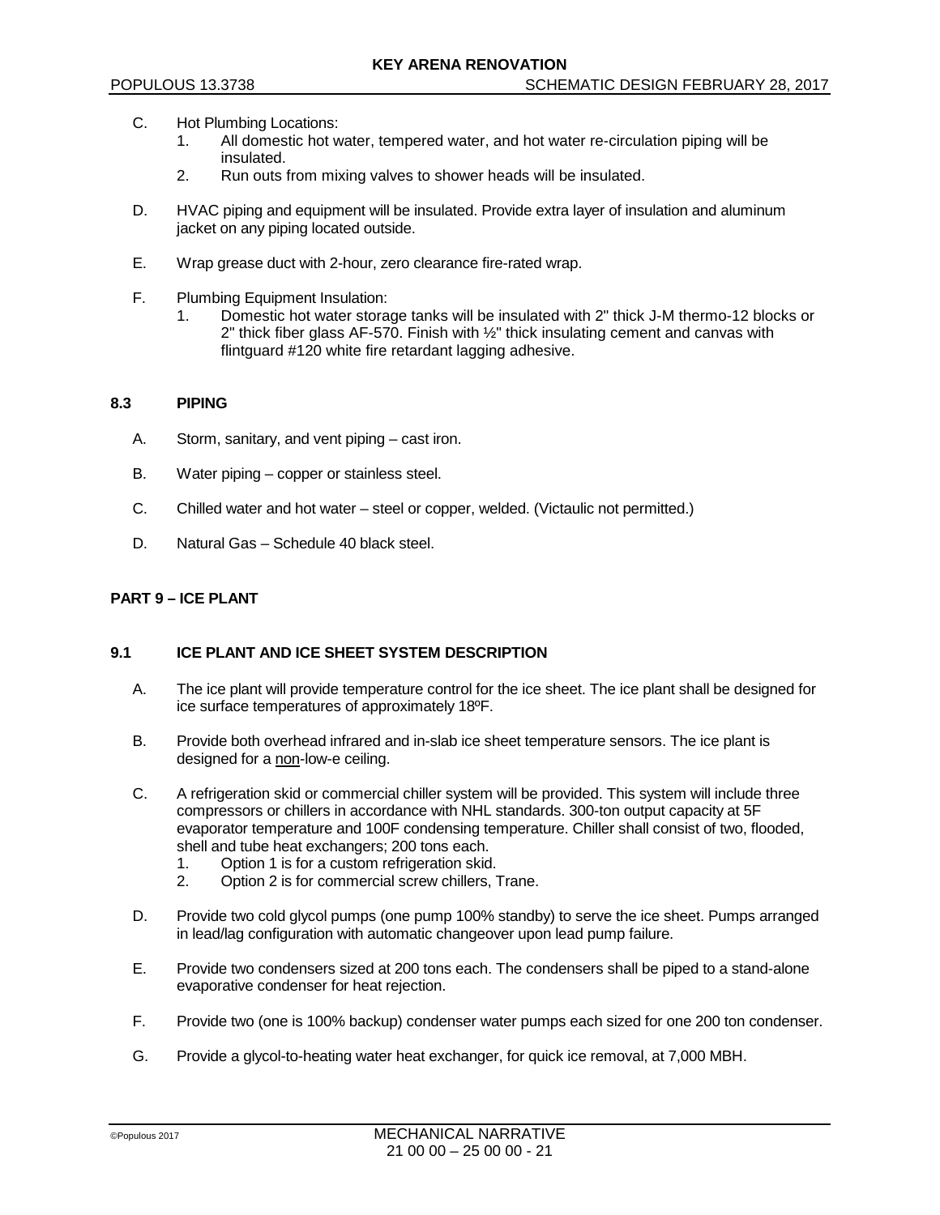C. Hot Plumbing Locations:
   1. All domestic hot water, tempered water, and hot water re-circulation piping will be insulated.
   2. Run outs from mixing valves to shower heads will be insulated.

D. HVAC piping and equipment will be insulated. Provide extra layer of insulation and aluminum jacket on any piping located outside.

E. Wrap grease duct with 2-hour, zero clearance fire-rated wrap.

F. Plumbing Equipment Insulation:
   1. Domestic hot water storage tanks will be insulated with 2" thick J-M thermo-12 blocks or 2" thick fiber glass AF-570. Finish with ½" thick insulating cement and canvas with flintguard #120 white fire retardant lagging adhesive.

### 8.3 PIPING

A. Storm, sanitary, and vent piping – cast iron.

B. Water piping – copper or stainless steel.

C. Chilled water and hot water – steel or copper, welded. (Victaulic not permitted.)

D. Natural Gas – Schedule 40 black steel.

## PART 9 – ICE PLANT

### 9.1 ICE PLANT AND ICE SHEET SYSTEM DESCRIPTION

A. The ice plant will provide temperature control for the ice sheet. The ice plant shall be designed for ice surface temperatures of approximately 18ºF.

B. Provide both overhead infrared and in-slab ice sheet temperature sensors. The ice plant is designed for a <u>non</u>-low-e ceiling.

C. A refrigeration skid or commercial chiller system will be provided. This system will include three compressors or chillers in accordance with NHL standards. 300-ton output capacity at 5F evaporator temperature and 100F condensing temperature. Chiller shall consist of two, flooded, shell and tube heat exchangers; 200 tons each.
   1. Option 1 is for a custom refrigeration skid.
   2. Option 2 is for commercial screw chillers, Trane.

D. Provide two cold glycol pumps (one pump 100% standby) to serve the ice sheet. Pumps arranged in lead/lag configuration with automatic changeover upon lead pump failure.

E. Provide two condensers sized at 200 tons each. The condensers shall be piped to a stand-alone evaporative condenser for heat rejection.

F. Provide two (one is 100% backup) condenser water pumps each sized for one 200 ton condenser.

G. Provide a glycol-to-heating water heat exchanger, for quick ice removal, at 7,000 MBH.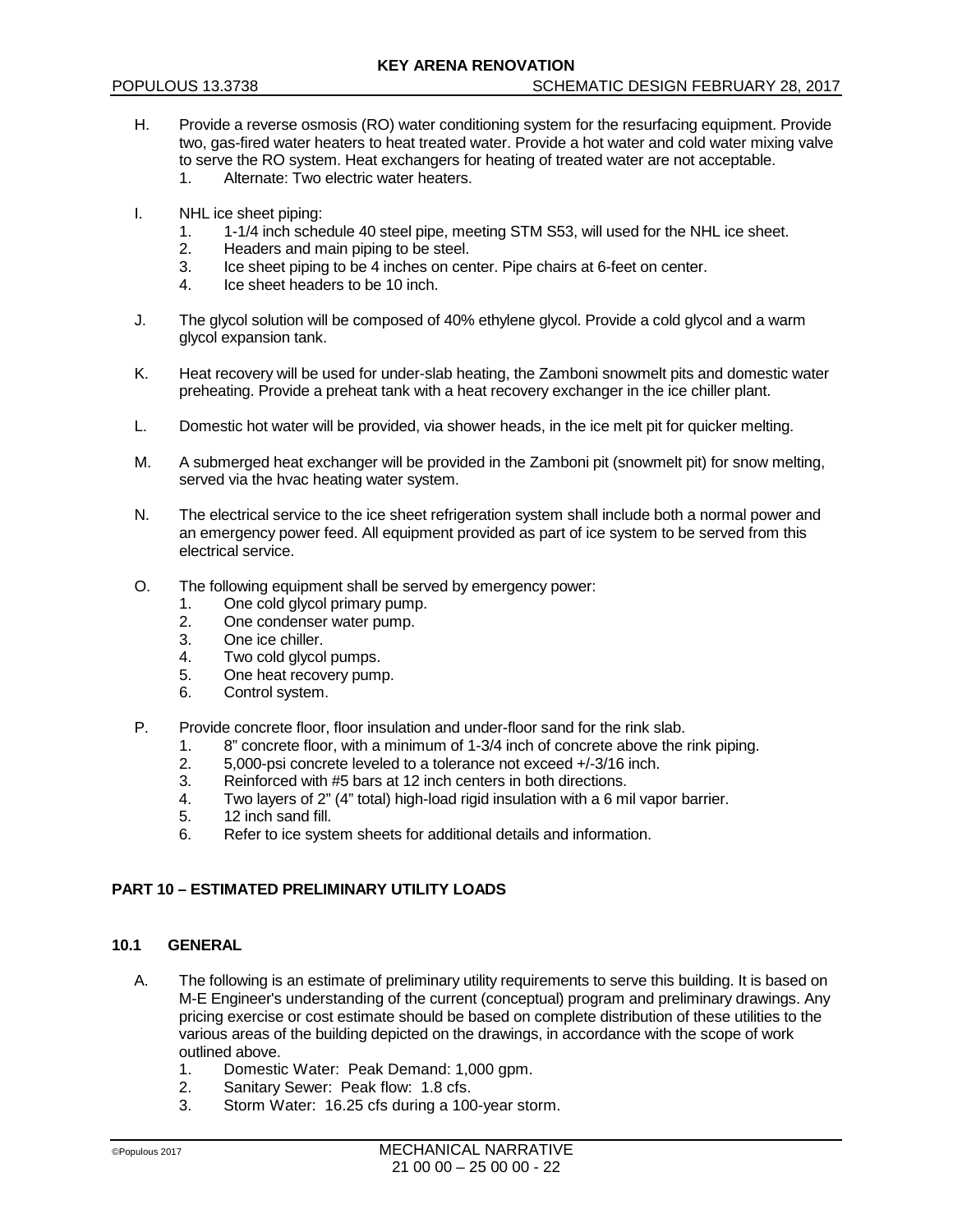H. Provide a reverse osmosis (RO) water conditioning system for the resurfacing equipment. Provide two, gas-fired water heaters to heat treated water. Provide a hot water and cold water mixing valve to serve the RO system. Heat exchangers for heating of treated water are not acceptable.
   1. Alternate: Two electric water heaters.

I. NHL ice sheet piping:
   1. 1-1/4 inch schedule 40 steel pipe, meeting STM S53, will used for the NHL ice sheet.
   2. Headers and main piping to be steel.
   3. Ice sheet piping to be 4 inches on center. Pipe chairs at 6-feet on center.
   4. Ice sheet headers to be 10 inch.

J. The glycol solution will be composed of 40% ethylene glycol. Provide a cold glycol and a warm glycol expansion tank.

K. Heat recovery will be used for under-slab heating, the Zamboni snowmelt pits and domestic water preheating. Provide a preheat tank with a heat recovery exchanger in the ice chiller plant.

L. Domestic hot water will be provided, via shower heads, in the ice melt pit for quicker melting.

M. A submerged heat exchanger will be provided in the Zamboni pit (snowmelt pit) for snow melting, served via the hvac heating water system.

N. The electrical service to the ice sheet refrigeration system shall include both a normal power and an emergency power feed. All equipment provided as part of ice system to be served from this electrical service.

O. The following equipment shall be served by emergency power:
   1. One cold glycol primary pump.
   2. One condenser water pump.
   3. One ice chiller.
   4. Two cold glycol pumps.
   5. One heat recovery pump.
   6. Control system.

P. Provide concrete floor, floor insulation and under-floor sand for the rink slab.
   1. 8" concrete floor, with a minimum of 1-3/4 inch of concrete above the rink piping.
   2. 5,000-psi concrete leveled to a tolerance not exceed +/-3/16 inch.
   3. Reinforced with #5 bars at 12 inch centers in both directions.
   4. Two layers of 2" (4" total) high-load rigid insulation with a 6 mil vapor barrier.
   5. 12 inch sand fill.
   6. Refer to ice system sheets for additional details and information.

## PART 10 – ESTIMATED PRELIMINARY UTILITY LOADS

### 10.1 GENERAL

A. The following is an estimate of preliminary utility requirements to serve this building. It is based on M-E Engineer's understanding of the current (conceptual) program and preliminary drawings. Any pricing exercise or cost estimate should be based on complete distribution of these utilities to the various areas of the building depicted on the drawings, in accordance with the scope of work outlined above.
   1. Domestic Water: Peak Demand: 1,000 gpm.
   2. Sanitary Sewer: Peak flow: 1.8 cfs.
   3. Storm Water: 16.25 cfs during a 100-year storm.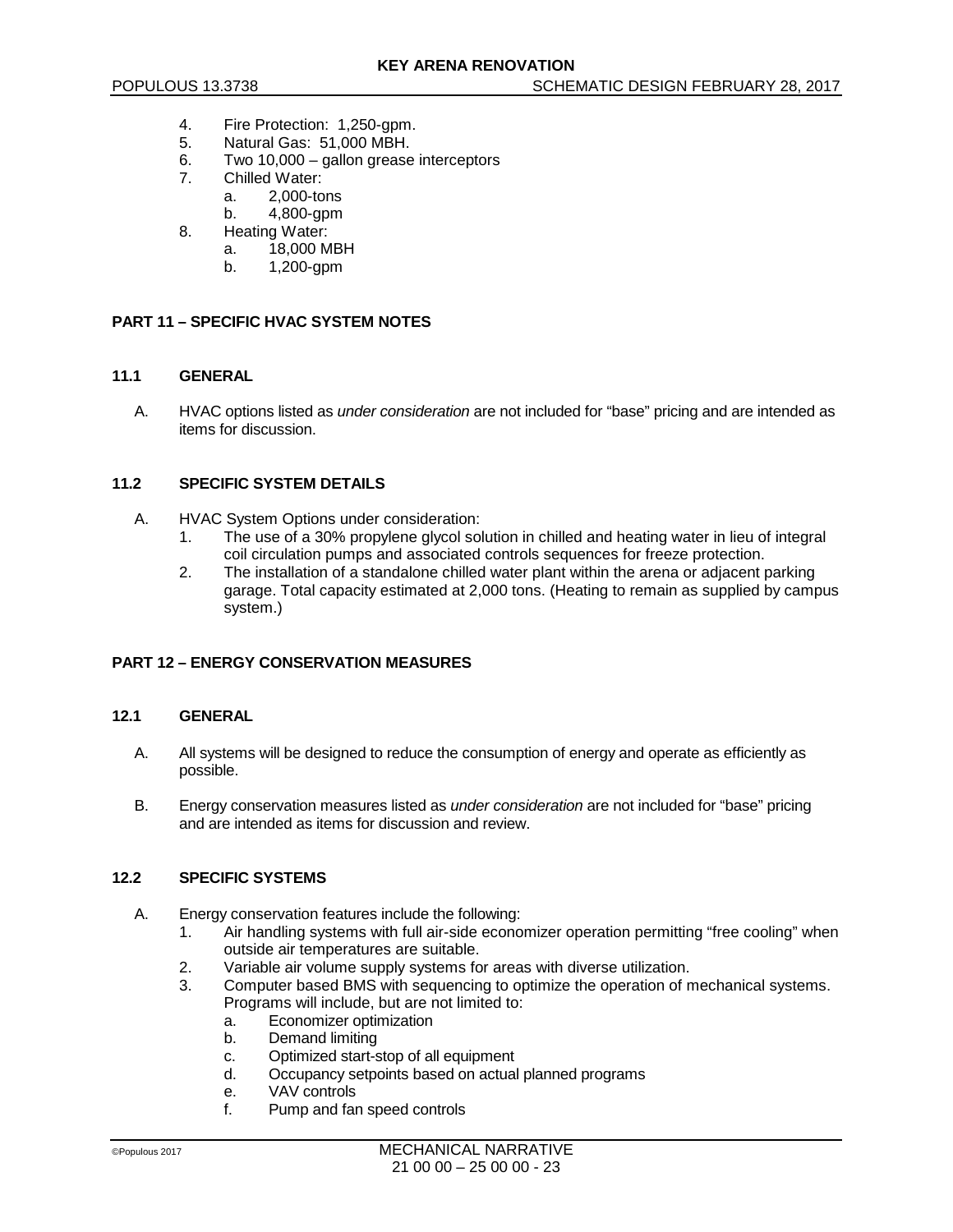4. Fire Protection: 1,250-gpm.
5. Natural Gas: 51,000 MBH.
6. Two 10,000 – gallon grease interceptors
7. Chilled Water:
    a. 2,000-tons
    b. 4,800-gpm
8. Heating Water:
    a. 18,000 MBH
    b. 1,200-gpm

## PART 11 – SPECIFIC HVAC SYSTEM NOTES

### 11.1 GENERAL

A. HVAC options listed as *under consideration* are not included for "base" pricing and are intended as items for discussion.

### 11.2 SPECIFIC SYSTEM DETAILS

A. HVAC System Options under consideration:
    1. The use of a 30% propylene glycol solution in chilled and heating water in lieu of integral coil circulation pumps and associated controls sequences for freeze protection.
    2. The installation of a standalone chilled water plant within the arena or adjacent parking garage. Total capacity estimated at 2,000 tons. (Heating to remain as supplied by campus system.)

## PART 12 – ENERGY CONSERVATION MEASURES

### 12.1 GENERAL

A. All systems will be designed to reduce the consumption of energy and operate as efficiently as possible.

B. Energy conservation measures listed as *under consideration* are not included for "base" pricing and are intended as items for discussion and review.

### 12.2 SPECIFIC SYSTEMS

A. Energy conservation features include the following:
    1. Air handling systems with full air-side economizer operation permitting "free cooling" when outside air temperatures are suitable.
    2. Variable air volume supply systems for areas with diverse utilization.
    3. Computer based BMS with sequencing to optimize the operation of mechanical systems. Programs will include, but are not limited to:
        a. Economizer optimization
        b. Demand limiting
        c. Optimized start-stop of all equipment
        d. Occupancy setpoints based on actual planned programs
        e. VAV controls
        f. Pump and fan speed controls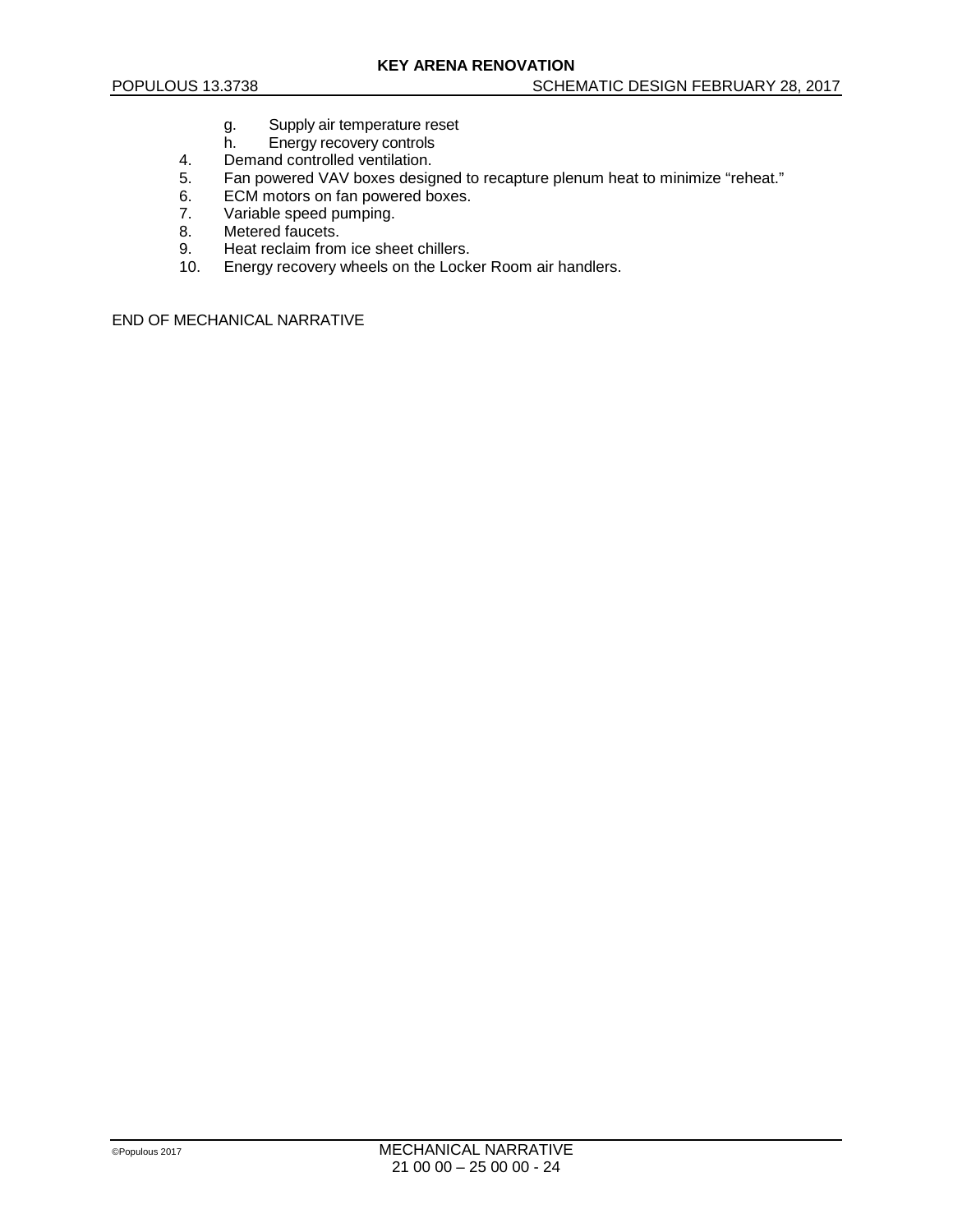g. Supply air temperature reset
h. Energy recovery controls

4. Demand controlled ventilation.
5. Fan powered VAV boxes designed to recapture plenum heat to minimize "reheat."
6. ECM motors on fan powered boxes.
7. Variable speed pumping.
8. Metered faucets.
9. Heat reclaim from ice sheet chillers.
10. Energy recovery wheels on the Locker Room air handlers.

END OF MECHANICAL NARRATIVE